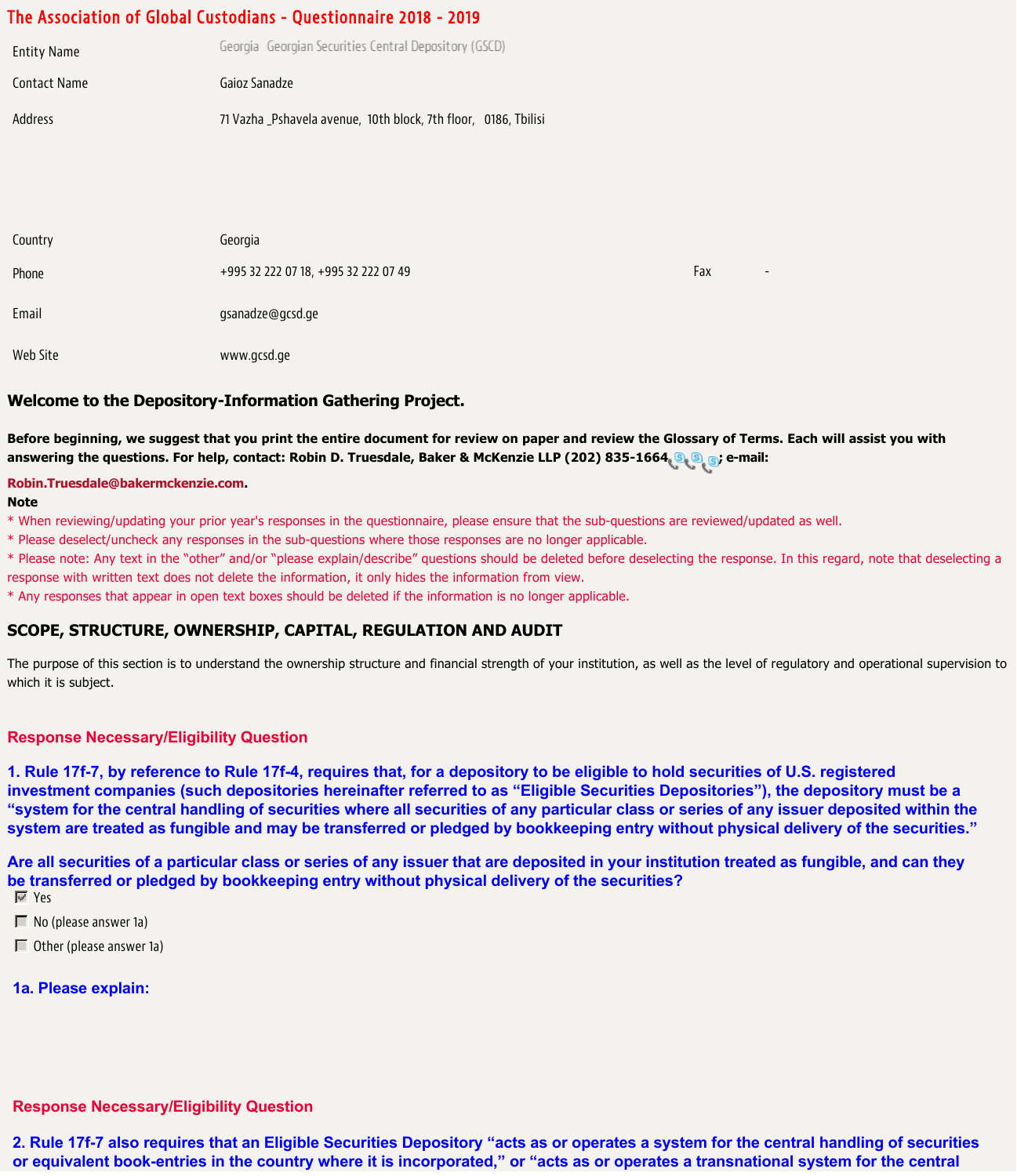# The Association of Global Custodians - Questionnaire 2018 - 2019

| | | | |
|---|---|---|---|
| Entity Name | Georgia Georgian Securities Central Depository (GSCD) | | |
| Contact Name | Gaioz Sanadze | | |
| Address | 71 Vazha _Pshavela avenue, 10th block, 7th floor, 0186, Tbilisi | | |
| Country | Georgia | | |
| Phone | +995 32 222 07 18, +995 32 222 07 49 | Fax | - |
| Email | gsanadze@gcsd.ge | | |
| Web Site | www.gcsd.ge | | |

### Welcome to the Depository-Information Gathering Project.

**Before beginning, we suggest that you print the entire document for review on paper and review the Glossary of Terms. Each will assist you with answering the questions. For help, contact: Robin D. Truesdale, Baker & McKenzie LLP (202) 835-1664; e-mail: Robin.Truesdale@bakermckenzie.com.**

**Note**

* When reviewing/updating your prior year's responses in the questionnaire, please ensure that the sub-questions are reviewed/updated as well.
* Please deselect/uncheck any responses in the sub-questions where those responses are no longer applicable.
* Please note: Any text in the "other" and/or "please explain/describe" questions should be deleted before deselecting the response. In this regard, note that deselecting a response with written text does not delete the information, it only hides the information from view.
* Any responses that appear in open text boxes should be deleted if the information is no longer applicable.

## SCOPE, STRUCTURE, OWNERSHIP, CAPITAL, REGULATION AND AUDIT

The purpose of this section is to understand the ownership structure and financial strength of your institution, as well as the level of regulatory and operational supervision to which it is subject.

### Response Necessary/Eligibility Question

**1. Rule 17f-7, by reference to Rule 17f-4, requires that, for a depository to be eligible to hold securities of U.S. registered investment companies (such depositories hereinafter referred to as "Eligible Securities Depositories"), the depository must be a "system for the central handling of securities where all securities of any particular class or series of any issuer deposited within the system are treated as fungible and may be transferred or pledged by bookkeeping entry without physical delivery of the securities."**

**Are all securities of a particular class or series of any issuer that are deposited in your institution treated as fungible, and can they be transferred or pledged by bookkeeping entry without physical delivery of the securities?**

- [x] Yes
- [ ] No (please answer 1a)
- [ ] Other (please answer 1a)

**1a. Please explain:**

### Response Necessary/Eligibility Question

**2. Rule 17f-7 also requires that an Eligible Securities Depository "acts as or operates a system for the central handling of securities or equivalent book-entries in the country where it is incorporated," or "acts as or operates a transnational system for the central**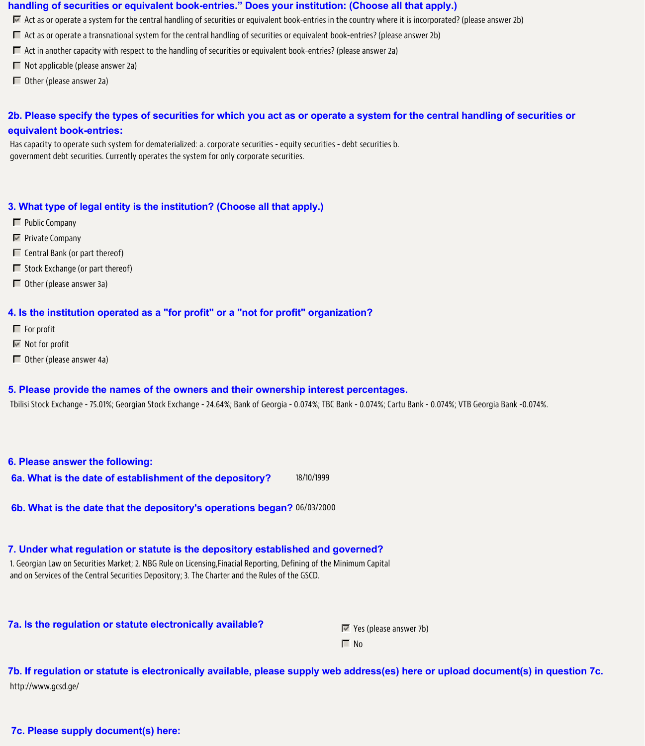**handling of securities or equivalent book-entries." Does your institution: (Choose all that apply.)**

- [x] Act as or operate a system for the central handling of securities or equivalent book-entries in the country where it is incorporated? (please answer 2b)
- [ ] Act as or operate a transnational system for the central handling of securities or equivalent book-entries? (please answer 2b)
- [ ] Act in another capacity with respect to the handling of securities or equivalent book-entries? (please answer 2a)
- [ ] Not applicable (please answer 2a)
- [ ] Other (please answer 2a)

**2b. Please specify the types of securities for which you act as or operate a system for the central handling of securities or equivalent book-entries:**

Has capacity to operate such system for dematerialized: a. corporate securities - equity securities - debt securities b. government debt securities. Currently operates the system for only corporate securities.

**3. What type of legal entity is the institution? (Choose all that apply.)**

- [ ] Public Company
- [x] Private Company
- [ ] Central Bank (or part thereof)
- [ ] Stock Exchange (or part thereof)
- [ ] Other (please answer 3a)

**4. Is the institution operated as a "for profit" or a "not for profit" organization?**

- [ ] For profit
- [x] Not for profit
- [ ] Other (please answer 4a)

**5. Please provide the names of the owners and their ownership interest percentages.**

Tbilisi Stock Exchange - 75.01%; Georgian Stock Exchange - 24.64%; Bank of Georgia - 0.074%; TBC Bank - 0.074%; Cartu Bank - 0.074%; VTB Georgia Bank -0.074%.

**6. Please answer the following:**

**6a. What is the date of establishment of the depository?** 18/10/1999

**6b. What is the date that the depository's operations began?** 06/03/2000

**7. Under what regulation or statute is the depository established and governed?**

1. Georgian Law on Securities Market; 2. NBG Rule on Licensing,Finacial Reporting, Defining of the Minimum Capital and on Services of the Central Securities Depository; 3. The Charter and the Rules of the GSCD.

**7a. Is the regulation or statute electronically available?**

- [x] Yes (please answer 7b)
- [ ] No

**7b. If regulation or statute is electronically available, please supply web address(es) here or upload document(s) in question 7c.**

http://www.gcsd.ge/

**7c. Please supply document(s) here:**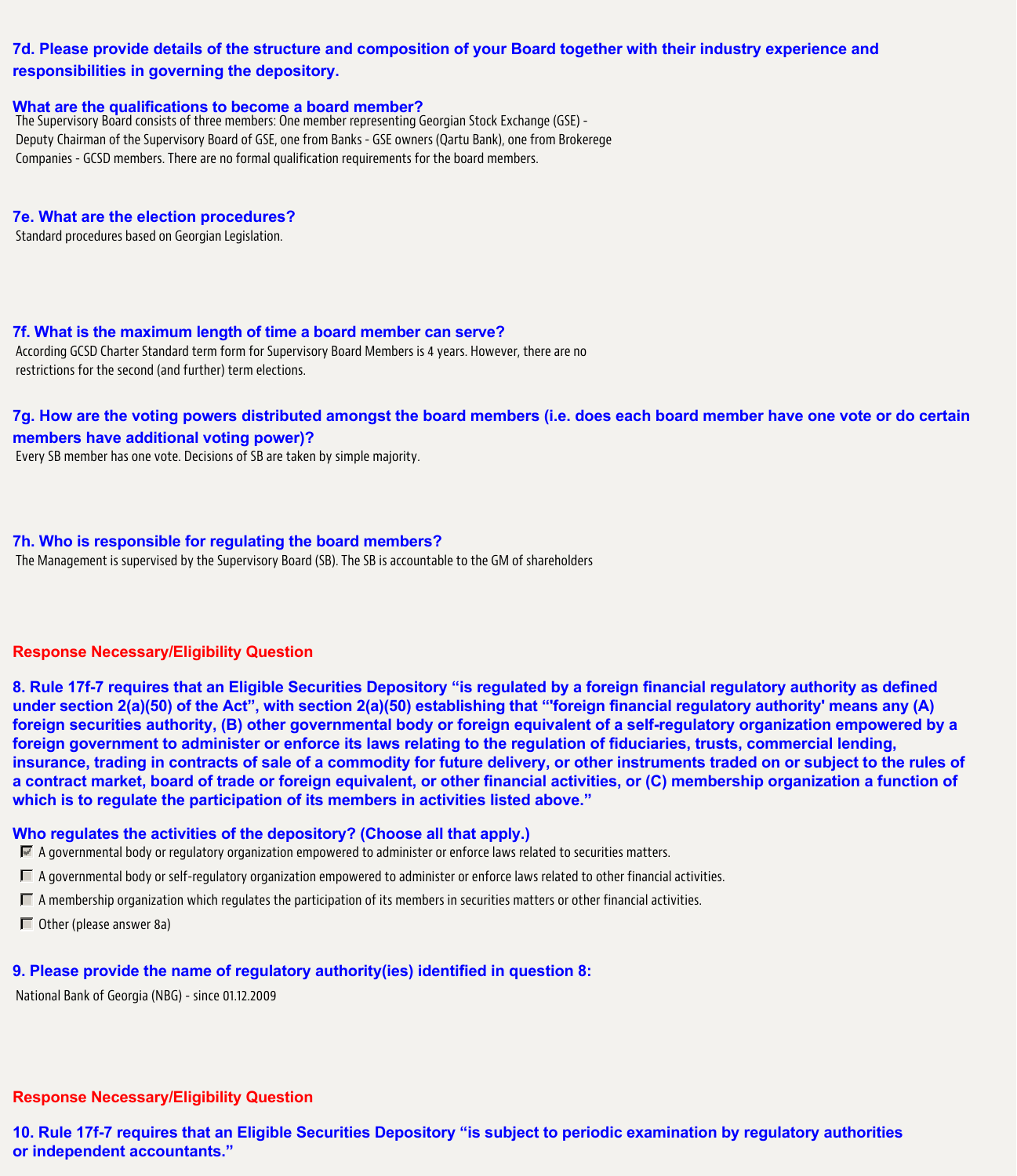**7d. Please provide details of the structure and composition of your Board together with their industry experience and responsibilities in governing the depository.**

**What are the qualifications to become a board member?**

The Supervisory Board consists of three members: One member representing Georgian Stock Exchange (GSE) - Deputy Chairman of the Supervisory Board of GSE, one from Banks - GSE owners (Qartu Bank), one from Brokerege Companies - GCSD members. There are no formal qualification requirements for the board members.

**7e. What are the election procedures?**

Standard procedures based on Georgian Legislation.

**7f. What is the maximum length of time a board member can serve?**

According GCSD Charter Standard term form for Supervisory Board Members is 4 years. However, there are no restrictions for the second (and further) term elections.

**7g. How are the voting powers distributed amongst the board members (i.e. does each board member have one vote or do certain members have additional voting power)?**

Every SB member has one vote. Decisions of SB are taken by simple majority.

**7h. Who is responsible for regulating the board members?**

The Management is supervised by the Supervisory Board (SB). The SB is accountable to the GM of shareholders

**Response Necessary/Eligibility Question**

**8. Rule 17f-7 requires that an Eligible Securities Depository "is regulated by a foreign financial regulatory authority as defined under section 2(a)(50) of the Act", with section 2(a)(50) establishing that "'foreign financial regulatory authority' means any (A) foreign securities authority, (B) other governmental body or foreign equivalent of a self-regulatory organization empowered by a foreign government to administer or enforce its laws relating to the regulation of fiduciaries, trusts, commercial lending, insurance, trading in contracts of sale of a commodity for future delivery, or other instruments traded on or subject to the rules of a contract market, board of trade or foreign equivalent, or other financial activities, or (C) membership organization a function of which is to regulate the participation of its members in activities listed above."**

**Who regulates the activities of the depository? (Choose all that apply.)**

- [x] A governmental body or regulatory organization empowered to administer or enforce laws related to securities matters.
- [ ] A governmental body or self-regulatory organization empowered to administer or enforce laws related to other financial activities.
- [ ] A membership organization which regulates the participation of its members in securities matters or other financial activities.
- [ ] Other (please answer 8a)

**9. Please provide the name of regulatory authority(ies) identified in question 8:**

National Bank of Georgia (NBG) - since 01.12.2009

**Response Necessary/Eligibility Question**

**10. Rule 17f-7 requires that an Eligible Securities Depository "is subject to periodic examination by regulatory authorities or independent accountants."**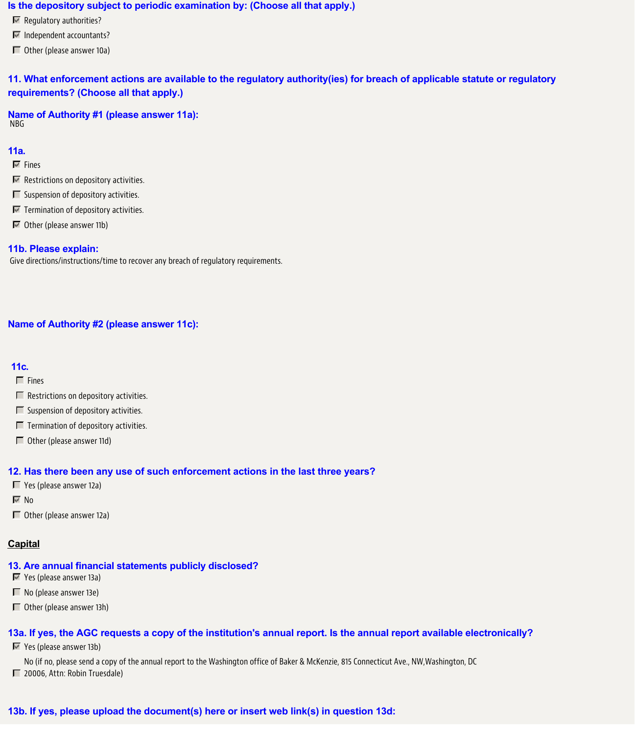**Is the depository subject to periodic examination by: (Choose all that apply.)**

- [x] Regulatory authorities?
- [x] Independent accountants?
- [ ] Other (please answer 10a)

**11. What enforcement actions are available to the regulatory authority(ies) for breach of applicable statute or regulatory requirements? (Choose all that apply.)**

**Name of Authority #1 (please answer 11a):**
NBG

**11a.**

- [x] Fines
- [x] Restrictions on depository activities.
- [ ] Suspension of depository activities.
- [x] Termination of depository activities.
- [x] Other (please answer 11b)

**11b. Please explain:**
Give directions/instructions/time to recover any breach of regulatory requirements.

**Name of Authority #2 (please answer 11c):**

**11c.**

- [ ] Fines
- [ ] Restrictions on depository activities.
- [ ] Suspension of depository activities.
- [ ] Termination of depository activities.
- [ ] Other (please answer 11d)

**12. Has there been any use of such enforcement actions in the last three years?**

- [ ] Yes (please answer 12a)
- [x] No
- [ ] Other (please answer 12a)

**Capital**

**13. Are annual financial statements publicly disclosed?**

- [x] Yes (please answer 13a)
- [ ] No (please answer 13e)
- [ ] Other (please answer 13h)

**13a. If yes, the AGC requests a copy of the institution's annual report. Is the annual report available electronically?**

- [x] Yes (please answer 13b)
- [ ] No (if no, please send a copy of the annual report to the Washington office of Baker & McKenzie, 815 Connecticut Ave., NW,Washington, DC 20006, Attn: Robin Truesdale)

**13b. If yes, please upload the document(s) here or insert web link(s) in question 13d:**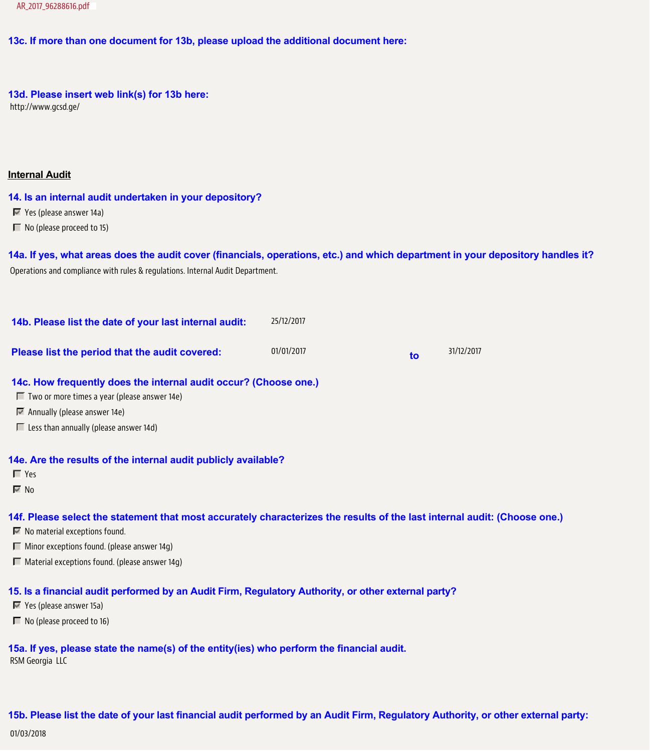AR_2017_96288616.pdf

**13c. If more than one document for 13b, please upload the additional document here:**

**13d. Please insert web link(s) for 13b here:**

http://www.gcsd.ge/

## Internal Audit

**14. Is an internal audit undertaken in your depository?**

- [x] Yes (please answer 14a)
- [ ] No (please proceed to 15)

**14a. If yes, what areas does the audit cover (financials, operations, etc.) and which department in your depository handles it?**

Operations and compliance with rules & regulations. Internal Audit Department.

**14b. Please list the date of your last internal audit:** 25/12/2017

**Please list the period that the audit covered:** 01/01/2017 **to** 31/12/2017

**14c. How frequently does the internal audit occur? (Choose one.)**

- [ ] Two or more times a year (please answer 14e)
- [x] Annually (please answer 14e)
- [ ] Less than annually (please answer 14d)

**14e. Are the results of the internal audit publicly available?**

- [ ] Yes
- [x] No

**14f. Please select the statement that most accurately characterizes the results of the last internal audit: (Choose one.)**

- [x] No material exceptions found.
- [ ] Minor exceptions found. (please answer 14g)
- [ ] Material exceptions found. (please answer 14g)

**15. Is a financial audit performed by an Audit Firm, Regulatory Authority, or other external party?**

- [x] Yes (please answer 15a)
- [ ] No (please proceed to 16)

**15a. If yes, please state the name(s) of the entity(ies) who perform the financial audit.**

RSM Georgia LLC

**15b. Please list the date of your last financial audit performed by an Audit Firm, Regulatory Authority, or other external party:**

01/03/2018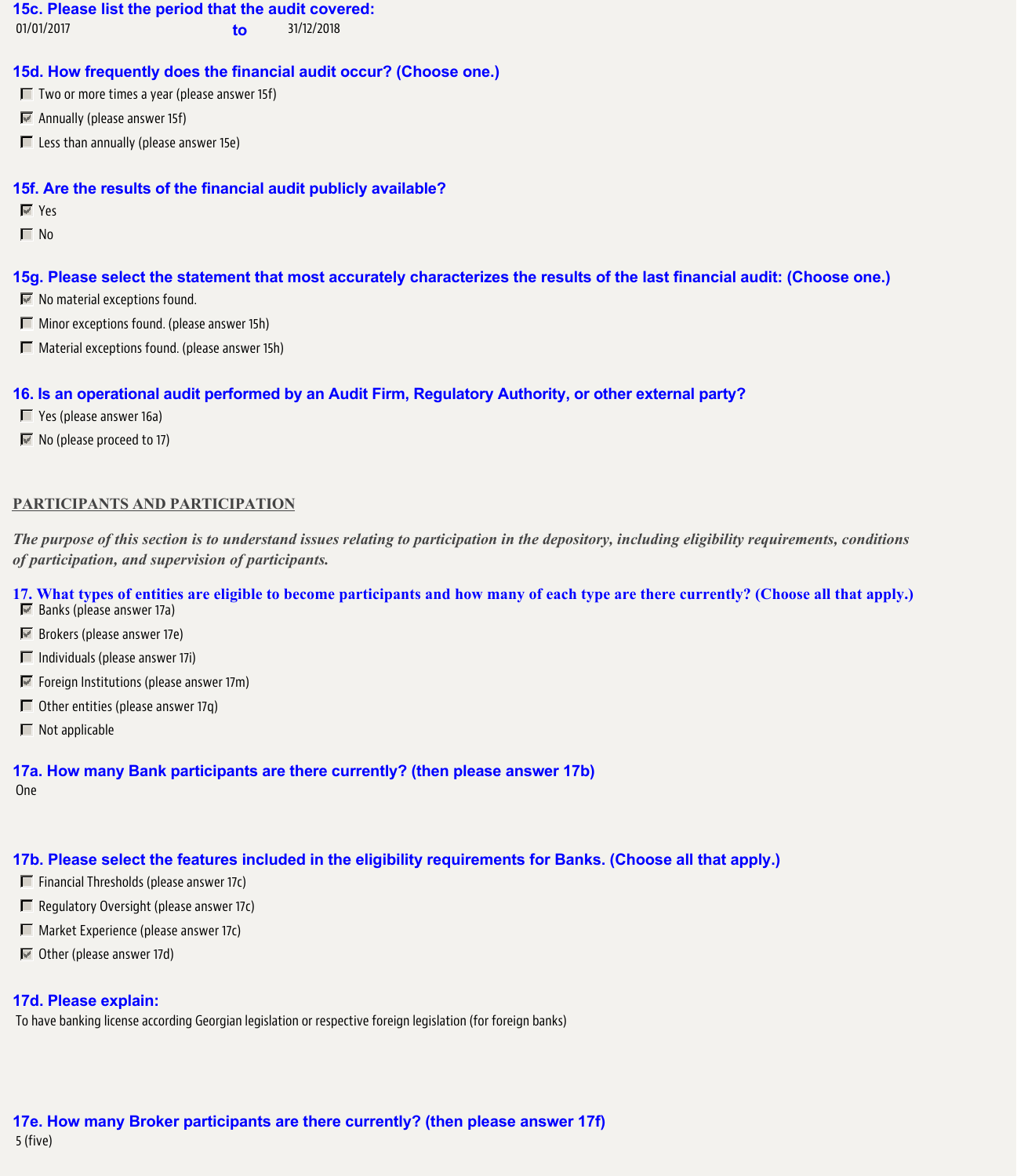### 15c. Please list the period that the audit covered:

01/01/2017 **to** 31/12/2018

### 15d. How frequently does the financial audit occur? (Choose one.)

- [ ] Two or more times a year (please answer 15f)
- [x] Annually (please answer 15f)
- [ ] Less than annually (please answer 15e)

### 15f. Are the results of the financial audit publicly available?

- [x] Yes
- [ ] No

### 15g. Please select the statement that most accurately characterizes the results of the last financial audit: (Choose one.)

- [x] No material exceptions found.
- [ ] Minor exceptions found. (please answer 15h)
- [ ] Material exceptions found. (please answer 15h)

### 16. Is an operational audit performed by an Audit Firm, Regulatory Authority, or other external party?

- [ ] Yes (please answer 16a)
- [x] No (please proceed to 17)

## PARTICIPANTS AND PARTICIPATION

*The purpose of this section is to understand issues relating to participation in the depository, including eligibility requirements, conditions of participation, and supervision of participants.*

### 17. What types of entities are eligible to become participants and how many of each type are there currently? (Choose all that apply.)

- [x] Banks (please answer 17a)
- [x] Brokers (please answer 17e)
- [ ] Individuals (please answer 17i)
- [x] Foreign Institutions (please answer 17m)
- [ ] Other entities (please answer 17q)
- [ ] Not applicable

### 17a. How many Bank participants are there currently? (then please answer 17b)

One

### 17b. Please select the features included in the eligibility requirements for Banks. (Choose all that apply.)

- [ ] Financial Thresholds (please answer 17c)
- [ ] Regulatory Oversight (please answer 17c)
- [ ] Market Experience (please answer 17c)
- [x] Other (please answer 17d)

### 17d. Please explain:

To have banking license according Georgian legislation or respective foreign legislation (for foreign banks)

### 17e. How many Broker participants are there currently? (then please answer 17f)

5 (five)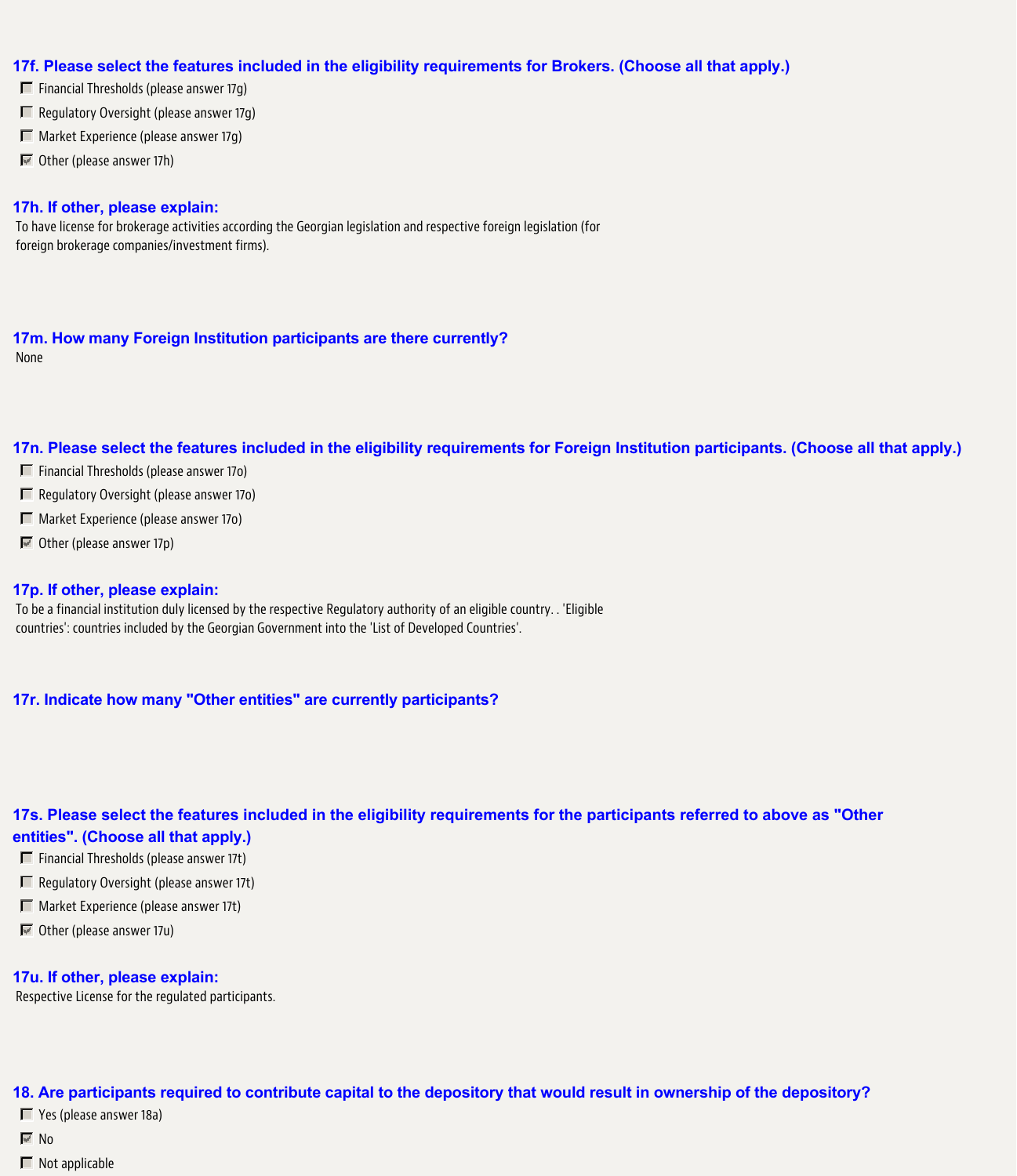### 17f. Please select the features included in the eligibility requirements for Brokers. (Choose all that apply.)

- [ ] Financial Thresholds (please answer 17g)
- [ ] Regulatory Oversight (please answer 17g)
- [ ] Market Experience (please answer 17g)
- [x] Other (please answer 17h)

### 17h. If other, please explain:

To have license for brokerage activities according the Georgian legislation and respective foreign legislation (for foreign brokerage companies/investment firms).

### 17m. How many Foreign Institution participants are there currently?

None

### 17n. Please select the features included in the eligibility requirements for Foreign Institution participants. (Choose all that apply.)

- [ ] Financial Thresholds (please answer 17o)
- [ ] Regulatory Oversight (please answer 17o)
- [ ] Market Experience (please answer 17o)
- [x] Other (please answer 17p)

### 17p. If other, please explain:

To be a financial institution duly licensed by the respective Regulatory authority of an eligible country. . 'Eligible countries': countries included by the Georgian Government into the 'List of Developed Countries'.

### 17r. Indicate how many "Other entities" are currently participants?

### 17s. Please select the features included in the eligibility requirements for the participants referred to above as "Other entities". (Choose all that apply.)

- [ ] Financial Thresholds (please answer 17t)
- [ ] Regulatory Oversight (please answer 17t)
- [ ] Market Experience (please answer 17t)
- [x] Other (please answer 17u)

### 17u. If other, please explain:

Respective License for the regulated participants.

### 18. Are participants required to contribute capital to the depository that would result in ownership of the depository?

- [ ] Yes (please answer 18a)
- [x] No
- [ ] Not applicable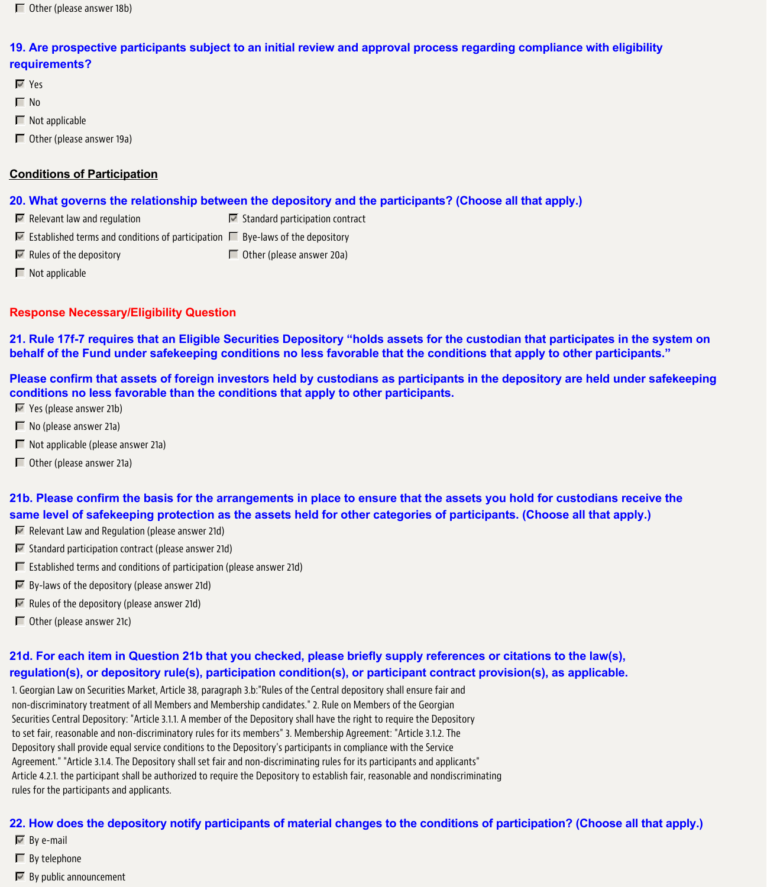- [ ] Other (please answer 18b)

**19. Are prospective participants subject to an initial review and approval process regarding compliance with eligibility requirements?**

- [x] Yes
- [ ] No
- [ ] Not applicable
- [ ] Other (please answer 19a)

**Conditions of Participation**

**20. What governs the relationship between the depository and the participants? (Choose all that apply.)**

- [x] Relevant law and regulation
- [x] Established terms and conditions of participation
- [x] Rules of the depository
- [ ] Not applicable
- [x] Standard participation contract
- [ ] Bye-laws of the depository
- [ ] Other (please answer 20a)

**Response Necessary/Eligibility Question**

**21. Rule 17f-7 requires that an Eligible Securities Depository "holds assets for the custodian that participates in the system on behalf of the Fund under safekeeping conditions no less favorable that the conditions that apply to other participants."**

**Please confirm that assets of foreign investors held by custodians as participants in the depository are held under safekeeping conditions no less favorable than the conditions that apply to other participants.**

- [x] Yes (please answer 21b)
- [ ] No (please answer 21a)
- [ ] Not applicable (please answer 21a)
- [ ] Other (please answer 21a)

**21b. Please confirm the basis for the arrangements in place to ensure that the assets you hold for custodians receive the same level of safekeeping protection as the assets held for other categories of participants. (Choose all that apply.)**

- [x] Relevant Law and Regulation (please answer 21d)
- [x] Standard participation contract (please answer 21d)
- [ ] Established terms and conditions of participation (please answer 21d)
- [x] By-laws of the depository (please answer 21d)
- [x] Rules of the depository (please answer 21d)
- [ ] Other (please answer 21c)

**21d. For each item in Question 21b that you checked, please briefly supply references or citations to the law(s), regulation(s), or depository rule(s), participation condition(s), or participant contract provision(s), as applicable.**

1. Georgian Law on Securities Market, Article 38, paragraph 3.b:"Rules of the Central depository shall ensure fair and non-discriminatory treatment of all Members and Membership candidates." 2. Rule on Members of the Georgian Securities Central Depository: "Article 3.1.1. A member of the Depository shall have the right to require the Depository to set fair, reasonable and non-discriminatory rules for its members" 3. Membership Agreement: "Article 3.1.2. The Depository shall provide equal service conditions to the Depository's participants in compliance with the Service Agreement." "Article 3.1.4. The Depository shall set fair and non-discriminating rules for its participants and applicants" Article 4.2.1. the participant shall be authorized to require the Depository to establish fair, reasonable and nondiscriminating rules for the participants and applicants.

**22. How does the depository notify participants of material changes to the conditions of participation? (Choose all that apply.)**

- [x] By e-mail
- [ ] By telephone
- [x] By public announcement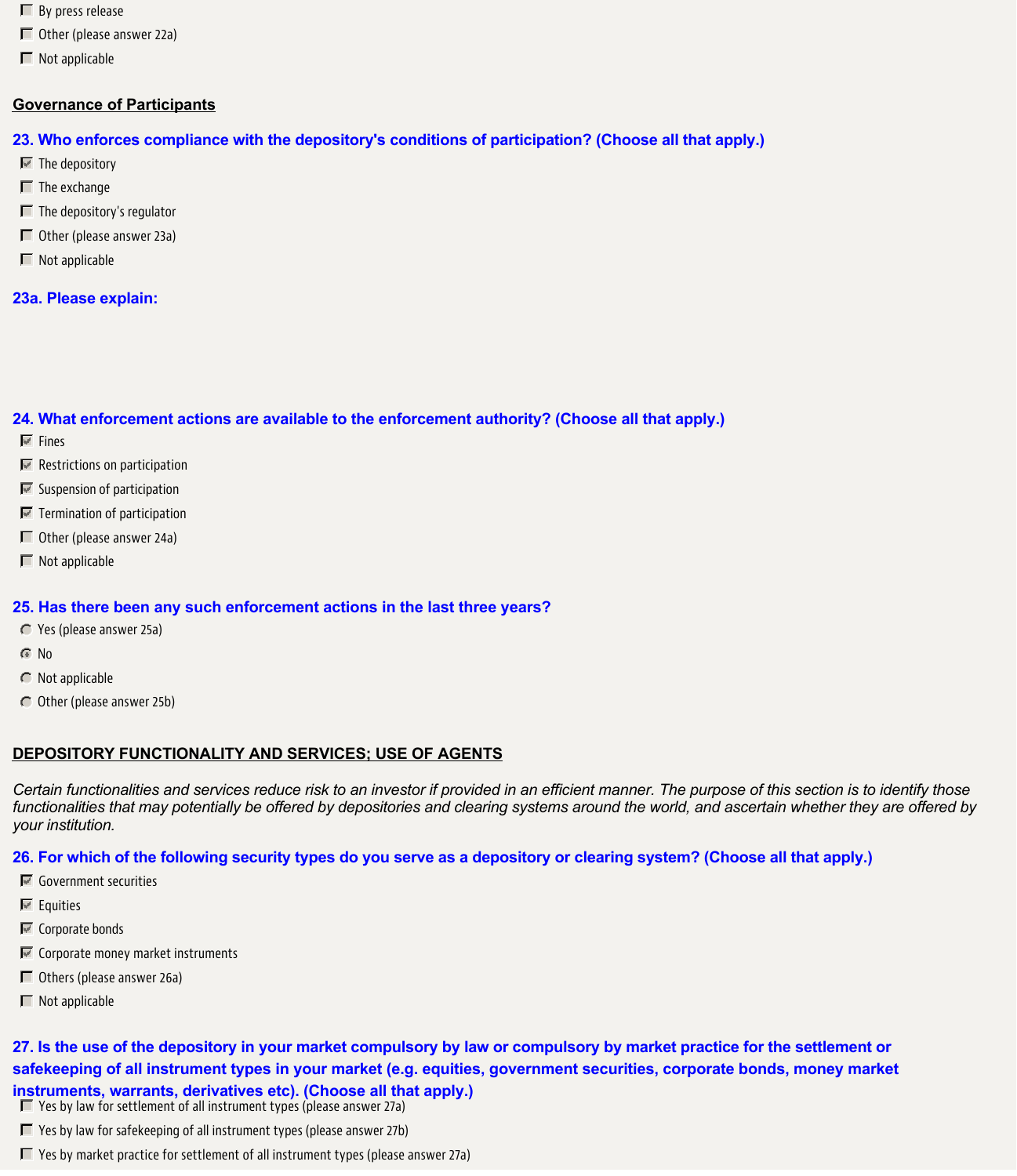- [ ] By press release
- [ ] Other (please answer 22a)
- [ ] Not applicable

**Governance of Participants**

**23. Who enforces compliance with the depository's conditions of participation? (Choose all that apply.)**

- [x] The depository
- [ ] The exchange
- [ ] The depository's regulator
- [ ] Other (please answer 23a)
- [ ] Not applicable

**23a. Please explain:**

**24. What enforcement actions are available to the enforcement authority? (Choose all that apply.)**

- [x] Fines
- [x] Restrictions on participation
- [x] Suspension of participation
- [x] Termination of participation
- [ ] Other (please answer 24a)
- [ ] Not applicable

**25. Has there been any such enforcement actions in the last three years?**

- ( ) Yes (please answer 25a)
- (•) No
- ( ) Not applicable
- ( ) Other (please answer 25b)

**DEPOSITORY FUNCTIONALITY AND SERVICES; USE OF AGENTS**

*Certain functionalities and services reduce risk to an investor if provided in an efficient manner. The purpose of this section is to identify those functionalities that may potentially be offered by depositories and clearing systems around the world, and ascertain whether they are offered by your institution.*

**26. For which of the following security types do you serve as a depository or clearing system? (Choose all that apply.)**

- [x] Government securities
- [x] Equities
- [x] Corporate bonds
- [x] Corporate money market instruments
- [ ] Others (please answer 26a)
- [ ] Not applicable

**27. Is the use of the depository in your market compulsory by law or compulsory by market practice for the settlement or safekeeping of all instrument types in your market (e.g. equities, government securities, corporate bonds, money market instruments, warrants, derivatives etc). (Choose all that apply.)**

- [ ] Yes by law for settlement of all instrument types (please answer 27a)
- [ ] Yes by law for safekeeping of all instrument types (please answer 27b)
- [ ] Yes by market practice for settlement of all instrument types (please answer 27a)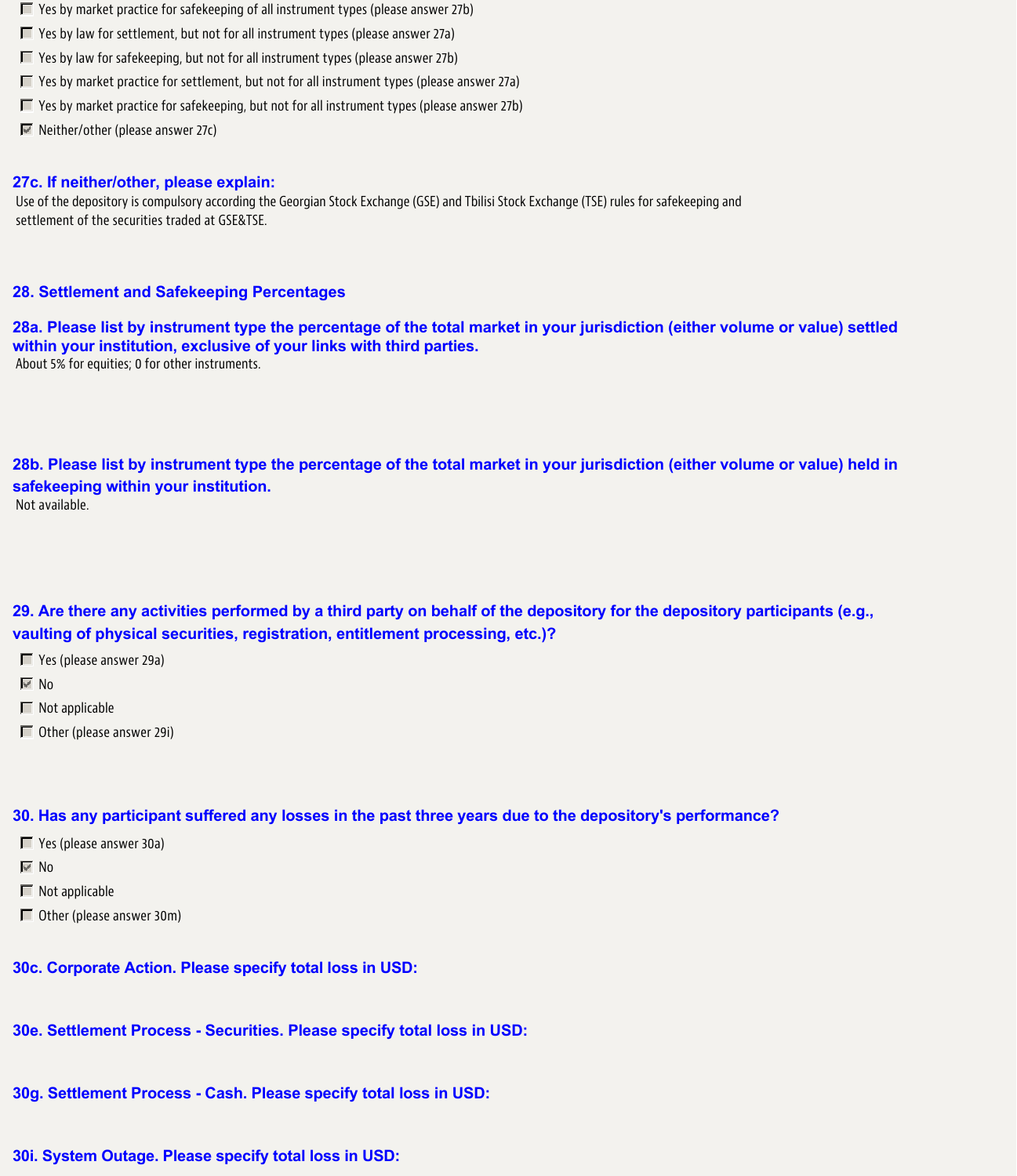- [ ] Yes by market practice for safekeeping of all instrument types (please answer 27b)
- [ ] Yes by law for settlement, but not for all instrument types (please answer 27a)
- [ ] Yes by law for safekeeping, but not for all instrument types (please answer 27b)
- [ ] Yes by market practice for settlement, but not for all instrument types (please answer 27a)
- [ ] Yes by market practice for safekeeping, but not for all instrument types (please answer 27b)
- [x] Neither/other (please answer 27c)

### 27c. If neither/other, please explain:

Use of the depository is compulsory according the Georgian Stock Exchange (GSE) and Tbilisi Stock Exchange (TSE) rules for safekeeping and settlement of the securities traded at GSE&TSE.

### 28. Settlement and Safekeeping Percentages

### 28a. Please list by instrument type the percentage of the total market in your jurisdiction (either volume or value) settled within your institution, exclusive of your links with third parties.

About 5% for equities; 0 for other instruments.

### 28b. Please list by instrument type the percentage of the total market in your jurisdiction (either volume or value) held in safekeeping within your institution.

Not available.

### 29. Are there any activities performed by a third party on behalf of the depository for the depository participants (e.g., vaulting of physical securities, registration, entitlement processing, etc.)?

- [ ] Yes (please answer 29a)
- [x] No
- [ ] Not applicable
- [ ] Other (please answer 29i)

### 30. Has any participant suffered any losses in the past three years due to the depository's performance?

- [ ] Yes (please answer 30a)
- [x] No
- [ ] Not applicable
- [ ] Other (please answer 30m)

### 30c. Corporate Action. Please specify total loss in USD:

### 30e. Settlement Process - Securities. Please specify total loss in USD:

### 30g. Settlement Process - Cash. Please specify total loss in USD:

### 30i. System Outage. Please specify total loss in USD: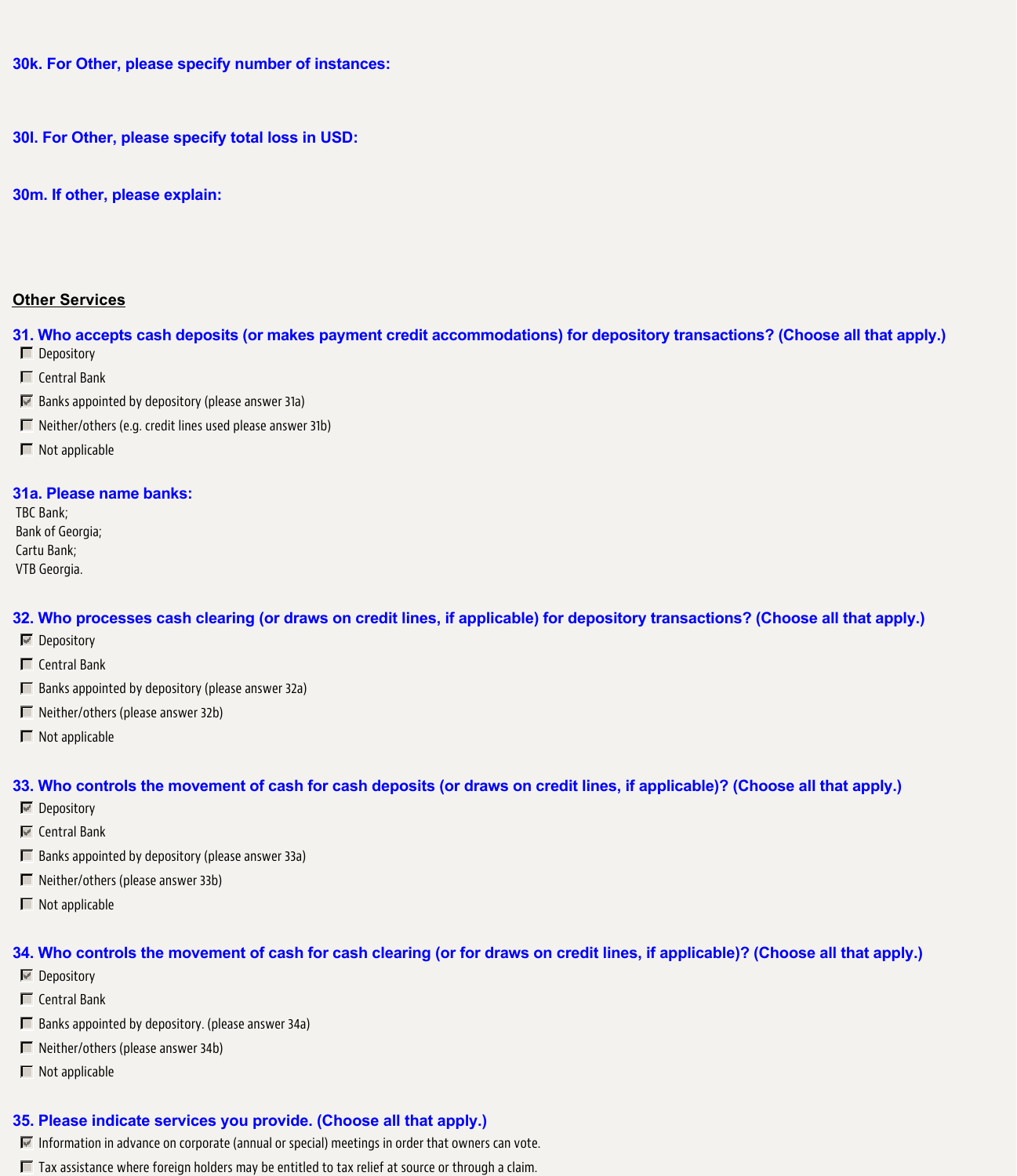**30k. For Other, please specify number of instances:**

**30l. For Other, please specify total loss in USD:**

**30m. If other, please explain:**

**Other Services**

**31. Who accepts cash deposits (or makes payment credit accommodations) for depository transactions? (Choose all that apply.)**

- [ ] Depository
- [ ] Central Bank
- [x] Banks appointed by depository (please answer 31a)
- [ ] Neither/others (e.g. credit lines used please answer 31b)
- [ ] Not applicable

**31a. Please name banks:**

TBC Bank;
Bank of Georgia;
Cartu Bank;
VTB Georgia.

**32. Who processes cash clearing (or draws on credit lines, if applicable) for depository transactions? (Choose all that apply.)**

- [x] Depository
- [ ] Central Bank
- [ ] Banks appointed by depository (please answer 32a)
- [ ] Neither/others (please answer 32b)
- [ ] Not applicable

**33. Who controls the movement of cash for cash deposits (or draws on credit lines, if applicable)? (Choose all that apply.)**

- [x] Depository
- [x] Central Bank
- [ ] Banks appointed by depository (please answer 33a)
- [ ] Neither/others (please answer 33b)
- [ ] Not applicable

**34. Who controls the movement of cash for cash clearing (or for draws on credit lines, if applicable)? (Choose all that apply.)**

- [x] Depository
- [ ] Central Bank
- [ ] Banks appointed by depository. (please answer 34a)
- [ ] Neither/others (please answer 34b)
- [ ] Not applicable

**35. Please indicate services you provide. (Choose all that apply.)**

- [x] Information in advance on corporate (annual or special) meetings in order that owners can vote.
- [ ] Tax assistance where foreign holders may be entitled to tax relief at source or through a claim.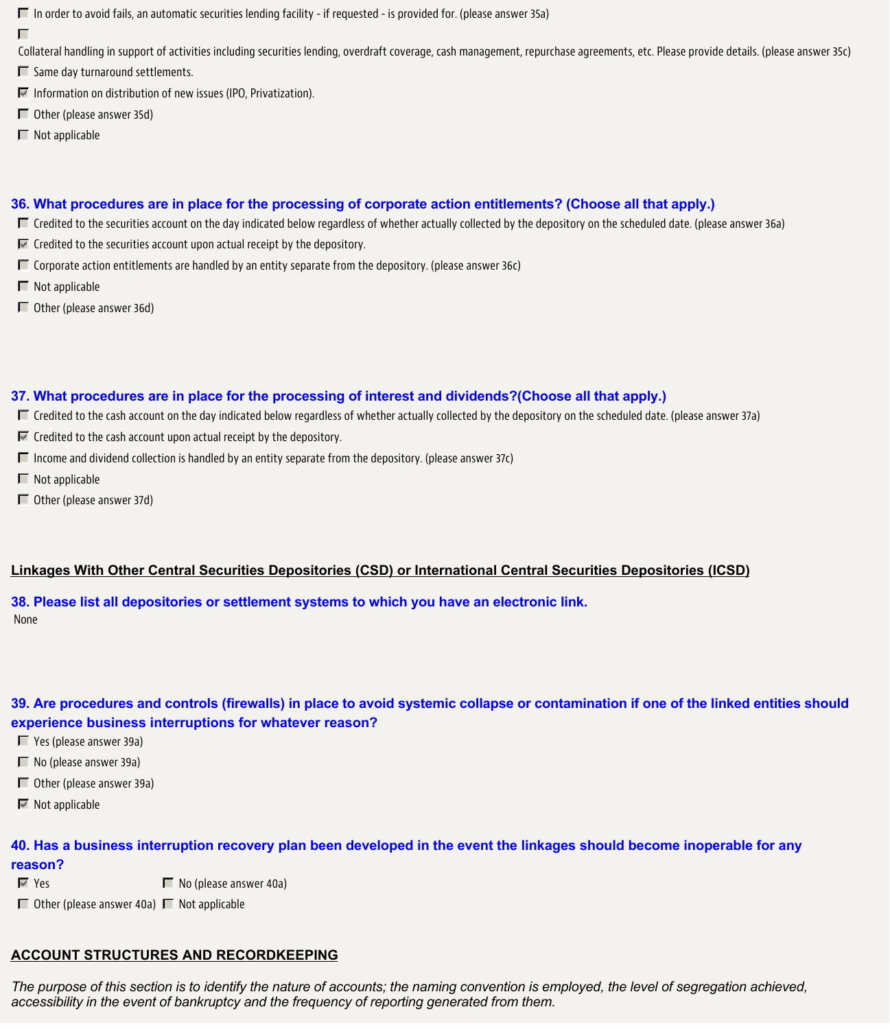- [ ] In order to avoid fails, an automatic securities lending facility - if requested - is provided for. (please answer 35a)
- [ ] Collateral handling in support of activities including securities lending, overdraft coverage, cash management, repurchase agreements, etc. Please provide details. (please answer 35c)
- [ ] Same day turnaround settlements.
- [x] Information on distribution of new issues (IPO, Privatization).
- [ ] Other (please answer 35d)
- [ ] Not applicable

### 36. What procedures are in place for the processing of corporate action entitlements? (Choose all that apply.)

- [ ] Credited to the securities account on the day indicated below regardless of whether actually collected by the depository on the scheduled date. (please answer 36a)
- [x] Credited to the securities account upon actual receipt by the depository.
- [ ] Corporate action entitlements are handled by an entity separate from the depository. (please answer 36c)
- [ ] Not applicable
- [ ] Other (please answer 36d)

### 37. What procedures are in place for the processing of interest and dividends?(Choose all that apply.)

- [ ] Credited to the cash account on the day indicated below regardless of whether actually collected by the depository on the scheduled date. (please answer 37a)
- [x] Credited to the cash account upon actual receipt by the depository.
- [ ] Income and dividend collection is handled by an entity separate from the depository. (please answer 37c)
- [ ] Not applicable
- [ ] Other (please answer 37d)

## Linkages With Other Central Securities Depositories (CSD) or International Central Securities Depositories (ICSD)

### 38. Please list all depositories or settlement systems to which you have an electronic link.

None

### 39. Are procedures and controls (firewalls) in place to avoid systemic collapse or contamination if one of the linked entities should experience business interruptions for whatever reason?

- [ ] Yes (please answer 39a)
- [ ] No (please answer 39a)
- [ ] Other (please answer 39a)
- [x] Not applicable

### 40. Has a business interruption recovery plan been developed in the event the linkages should become inoperable for any reason?

- [x] Yes
- [ ] No (please answer 40a)
- [ ] Other (please answer 40a)
- [ ] Not applicable

## ACCOUNT STRUCTURES AND RECORDKEEPING

*The purpose of this section is to identify the nature of accounts; the naming convention is employed, the level of segregation achieved, accessibility in the event of bankruptcy and the frequency of reporting generated from them.*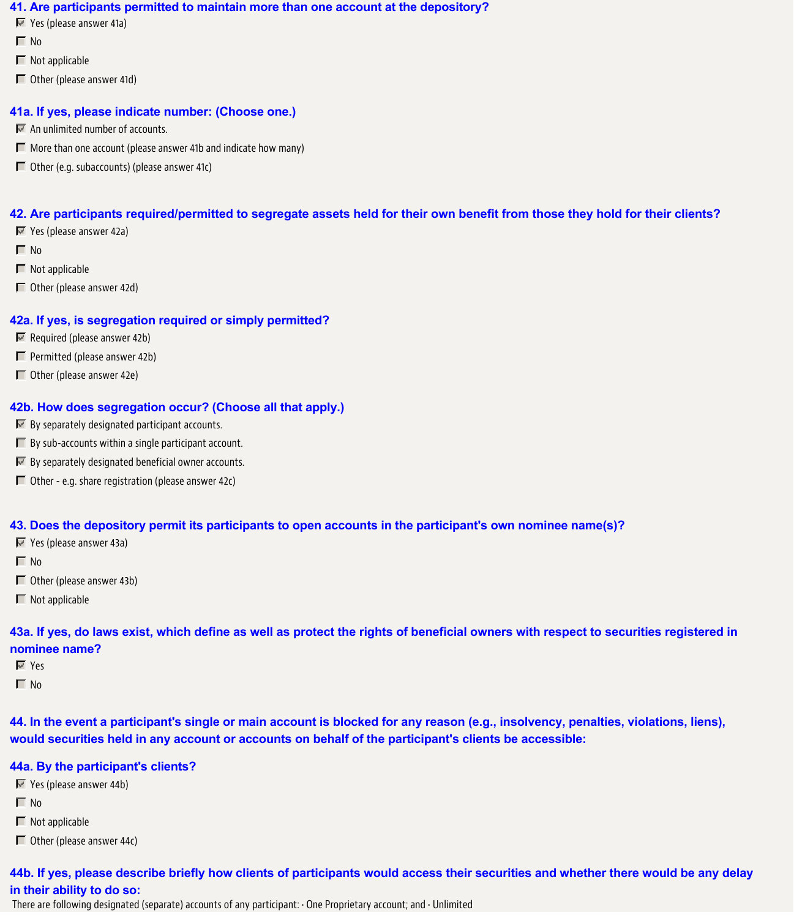### 41. Are participants permitted to maintain more than one account at the depository?

- [x] Yes (please answer 41a)
- [ ] No
- [ ] Not applicable
- [ ] Other (please answer 41d)

### 41a. If yes, please indicate number: (Choose one.)

- [x] An unlimited number of accounts.
- [ ] More than one account (please answer 41b and indicate how many)
- [ ] Other (e.g. subaccounts) (please answer 41c)

### 42. Are participants required/permitted to segregate assets held for their own benefit from those they hold for their clients?

- [x] Yes (please answer 42a)
- [ ] No
- [ ] Not applicable
- [ ] Other (please answer 42d)

### 42a. If yes, is segregation required or simply permitted?

- [x] Required (please answer 42b)
- [ ] Permitted (please answer 42b)
- [ ] Other (please answer 42e)

### 42b. How does segregation occur? (Choose all that apply.)

- [x] By separately designated participant accounts.
- [ ] By sub-accounts within a single participant account.
- [x] By separately designated beneficial owner accounts.
- [ ] Other - e.g. share registration (please answer 42c)

### 43. Does the depository permit its participants to open accounts in the participant's own nominee name(s)?

- [x] Yes (please answer 43a)
- [ ] No
- [ ] Other (please answer 43b)
- [ ] Not applicable

### 43a. If yes, do laws exist, which define as well as protect the rights of beneficial owners with respect to securities registered in nominee name?

- [x] Yes
- [ ] No

### 44. In the event a participant's single or main account is blocked for any reason (e.g., insolvency, penalties, violations, liens), would securities held in any account or accounts on behalf of the participant's clients be accessible:

### 44a. By the participant's clients?

- [x] Yes (please answer 44b)
- [ ] No
- [ ] Not applicable
- [ ] Other (please answer 44c)

### 44b. If yes, please describe briefly how clients of participants would access their securities and whether there would be any delay in their ability to do so:

There are following designated (separate) accounts of any participant: · One Proprietary account; and · Unlimited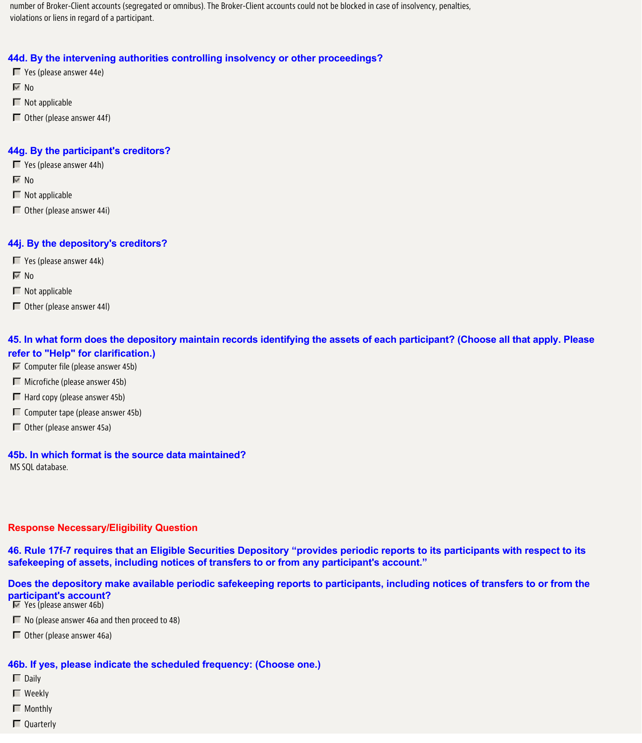number of Broker-Client accounts (segregated or omnibus). The Broker-Client accounts could not be blocked in case of insolvency, penalties, violations or liens in regard of a participant.

**44d. By the intervening authorities controlling insolvency or other proceedings?**

- [ ] Yes (please answer 44e)
- [x] No
- [ ] Not applicable
- [ ] Other (please answer 44f)

**44g. By the participant's creditors?**

- [ ] Yes (please answer 44h)
- [x] No
- [ ] Not applicable
- [ ] Other (please answer 44i)

**44j. By the depository's creditors?**

- [ ] Yes (please answer 44k)
- [x] No
- [ ] Not applicable
- [ ] Other (please answer 44l)

**45. In what form does the depository maintain records identifying the assets of each participant? (Choose all that apply. Please refer to "Help" for clarification.)**

- [x] Computer file (please answer 45b)
- [ ] Microfiche (please answer 45b)
- [ ] Hard copy (please answer 45b)
- [ ] Computer tape (please answer 45b)
- [ ] Other (please answer 45a)

**45b. In which format is the source data maintained?**

MS SQL database.

**Response Necessary/Eligibility Question**

**46. Rule 17f-7 requires that an Eligible Securities Depository "provides periodic reports to its participants with respect to its safekeeping of assets, including notices of transfers to or from any participant's account."**

**Does the depository make available periodic safekeeping reports to participants, including notices of transfers to or from the participant's account?**

- [x] Yes (please answer 46b)
- [ ] No (please answer 46a and then proceed to 48)
- [ ] Other (please answer 46a)

**46b. If yes, please indicate the scheduled frequency: (Choose one.)**

- [ ] Daily
- [ ] Weekly
- [ ] Monthly
- [ ] Quarterly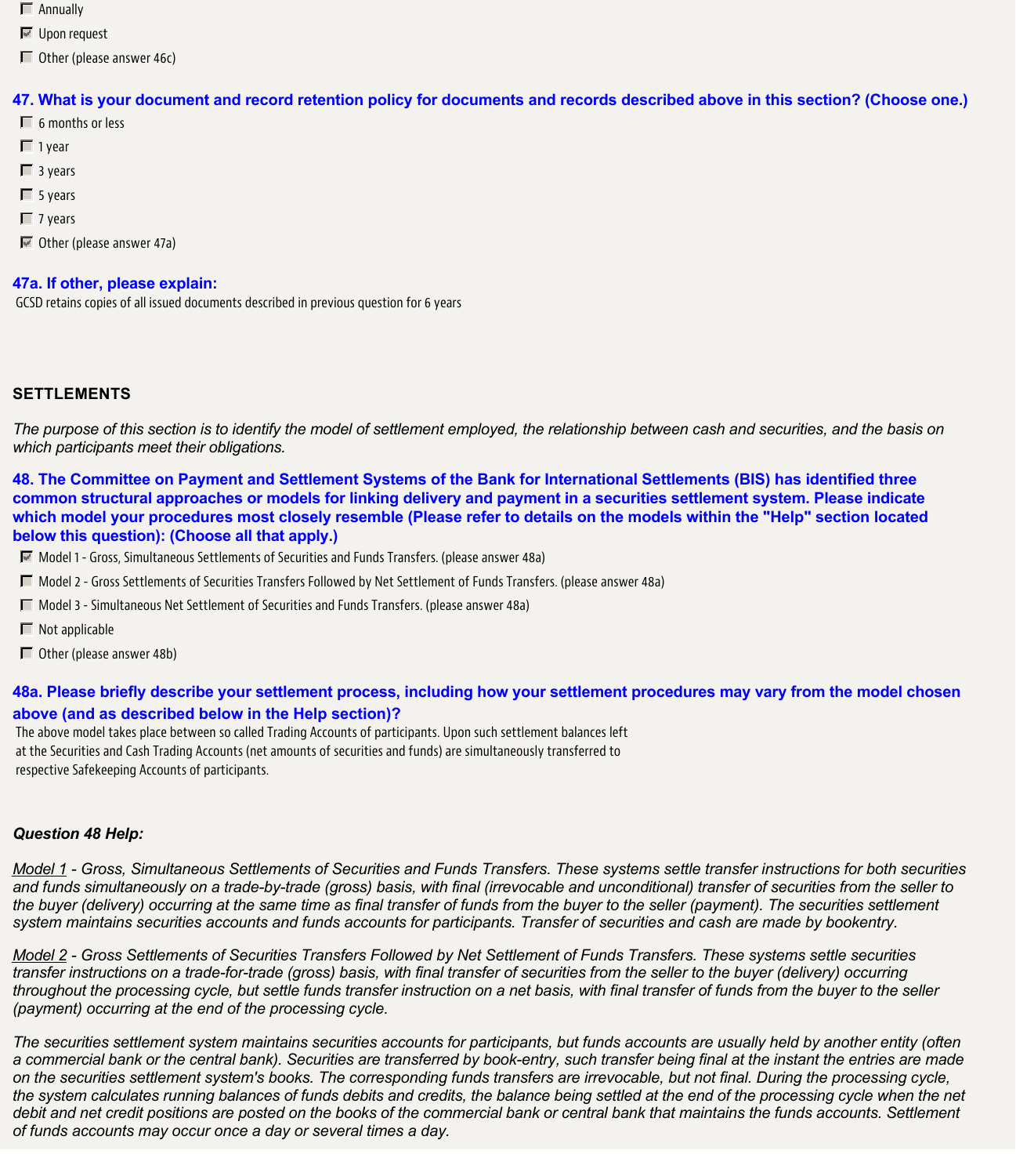- [ ] Annually
- [x] Upon request
- [ ] Other (please answer 46c)

**47. What is your document and record retention policy for documents and records described above in this section? (Choose one.)**

- [ ] 6 months or less
- [ ] 1 year
- [ ] 3 years
- [ ] 5 years
- [ ] 7 years
- [x] Other (please answer 47a)

**47a. If other, please explain:**

GCSD retains copies of all issued documents described in previous question for 6 years

## SETTLEMENTS

*The purpose of this section is to identify the model of settlement employed, the relationship between cash and securities, and the basis on which participants meet their obligations.*

**48. The Committee on Payment and Settlement Systems of the Bank for International Settlements (BIS) has identified three common structural approaches or models for linking delivery and payment in a securities settlement system. Please indicate which model your procedures most closely resemble (Please refer to details on the models within the "Help" section located below this question): (Choose all that apply.)**

- [x] Model 1 - Gross, Simultaneous Settlements of Securities and Funds Transfers. (please answer 48a)
- [ ] Model 2 - Gross Settlements of Securities Transfers Followed by Net Settlement of Funds Transfers. (please answer 48a)
- [ ] Model 3 - Simultaneous Net Settlement of Securities and Funds Transfers. (please answer 48a)
- [ ] Not applicable
- [ ] Other (please answer 48b)

**48a. Please briefly describe your settlement process, including how your settlement procedures may vary from the model chosen above (and as described below in the Help section)?**

The above model takes place between so called Trading Accounts of participants. Upon such settlement balances left at the Securities and Cash Trading Accounts (net amounts of securities and funds) are simultaneously transferred to respective Safekeeping Accounts of participants.

***Question 48 Help:***

*Model 1 - Gross, Simultaneous Settlements of Securities and Funds Transfers. These systems settle transfer instructions for both securities and funds simultaneously on a trade-by-trade (gross) basis, with final (irrevocable and unconditional) transfer of securities from the seller to the buyer (delivery) occurring at the same time as final transfer of funds from the buyer to the seller (payment). The securities settlement system maintains securities accounts and funds accounts for participants. Transfer of securities and cash are made by bookentry.*

*Model 2 - Gross Settlements of Securities Transfers Followed by Net Settlement of Funds Transfers. These systems settle securities transfer instructions on a trade-for-trade (gross) basis, with final transfer of securities from the seller to the buyer (delivery) occurring throughout the processing cycle, but settle funds transfer instruction on a net basis, with final transfer of funds from the buyer to the seller (payment) occurring at the end of the processing cycle.*

*The securities settlement system maintains securities accounts for participants, but funds accounts are usually held by another entity (often a commercial bank or the central bank). Securities are transferred by book-entry, such transfer being final at the instant the entries are made on the securities settlement system's books. The corresponding funds transfers are irrevocable, but not final. During the processing cycle, the system calculates running balances of funds debits and credits, the balance being settled at the end of the processing cycle when the net debit and net credit positions are posted on the books of the commercial bank or central bank that maintains the funds accounts. Settlement of funds accounts may occur once a day or several times a day.*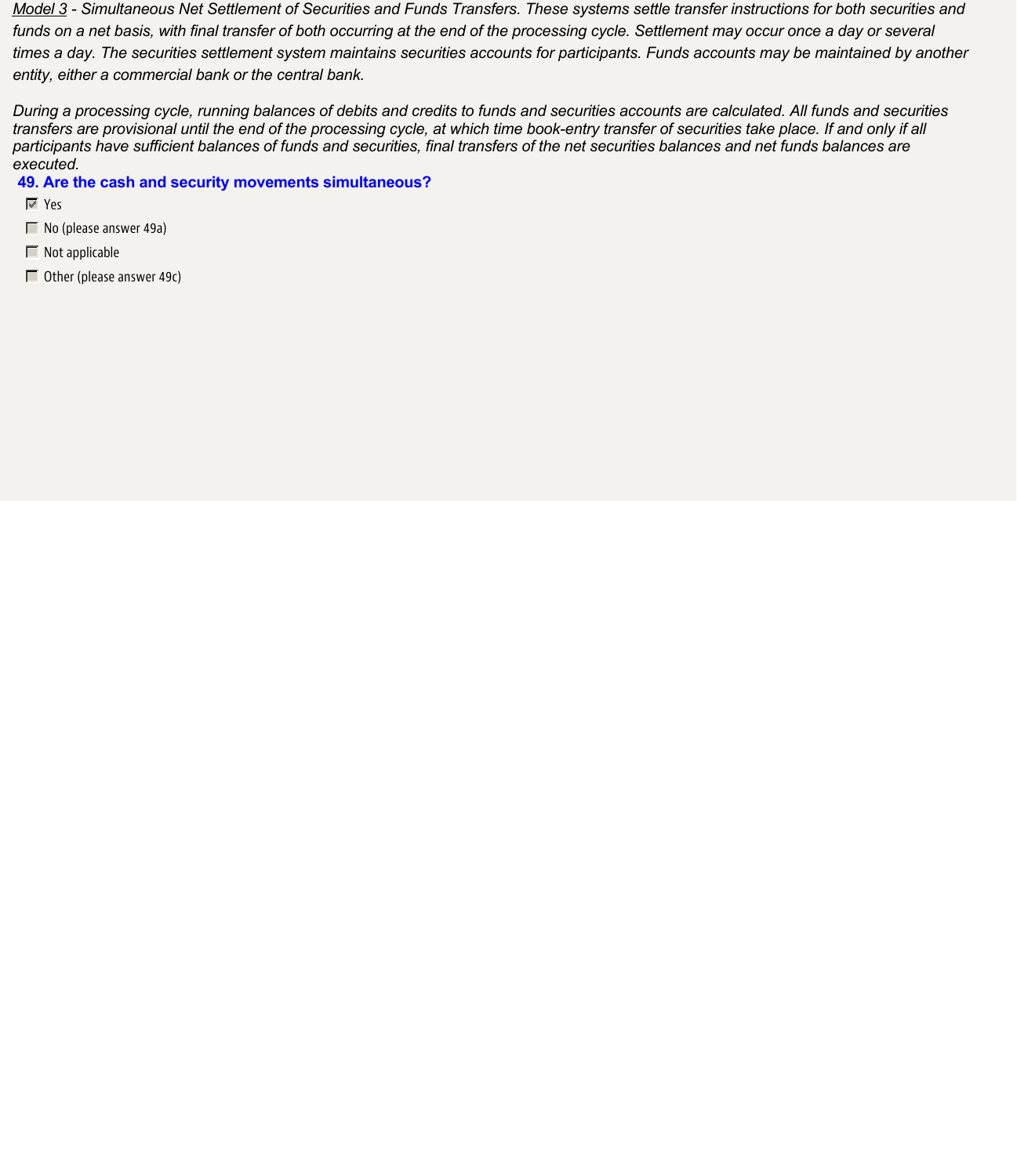*<u>Model 3</u> - Simultaneous Net Settlement of Securities and Funds Transfers. These systems settle transfer instructions for both securities and funds on a net basis, with final transfer of both occurring at the end of the processing cycle. Settlement may occur once a day or several times a day. The securities settlement system maintains securities accounts for participants. Funds accounts may be maintained by another entity, either a commercial bank or the central bank.*

*During a processing cycle, running balances of debits and credits to funds and securities accounts are calculated. All funds and securities transfers are provisional until the end of the processing cycle, at which time book-entry transfer of securities take place. If and only if all participants have sufficient balances of funds and securities, final transfers of the net securities balances and net funds balances are executed.*

**49. Are the cash and security movements simultaneous?**

- [x] Yes
- [ ] No (please answer 49a)
- [ ] Not applicable
- [ ] Other (please answer 49c)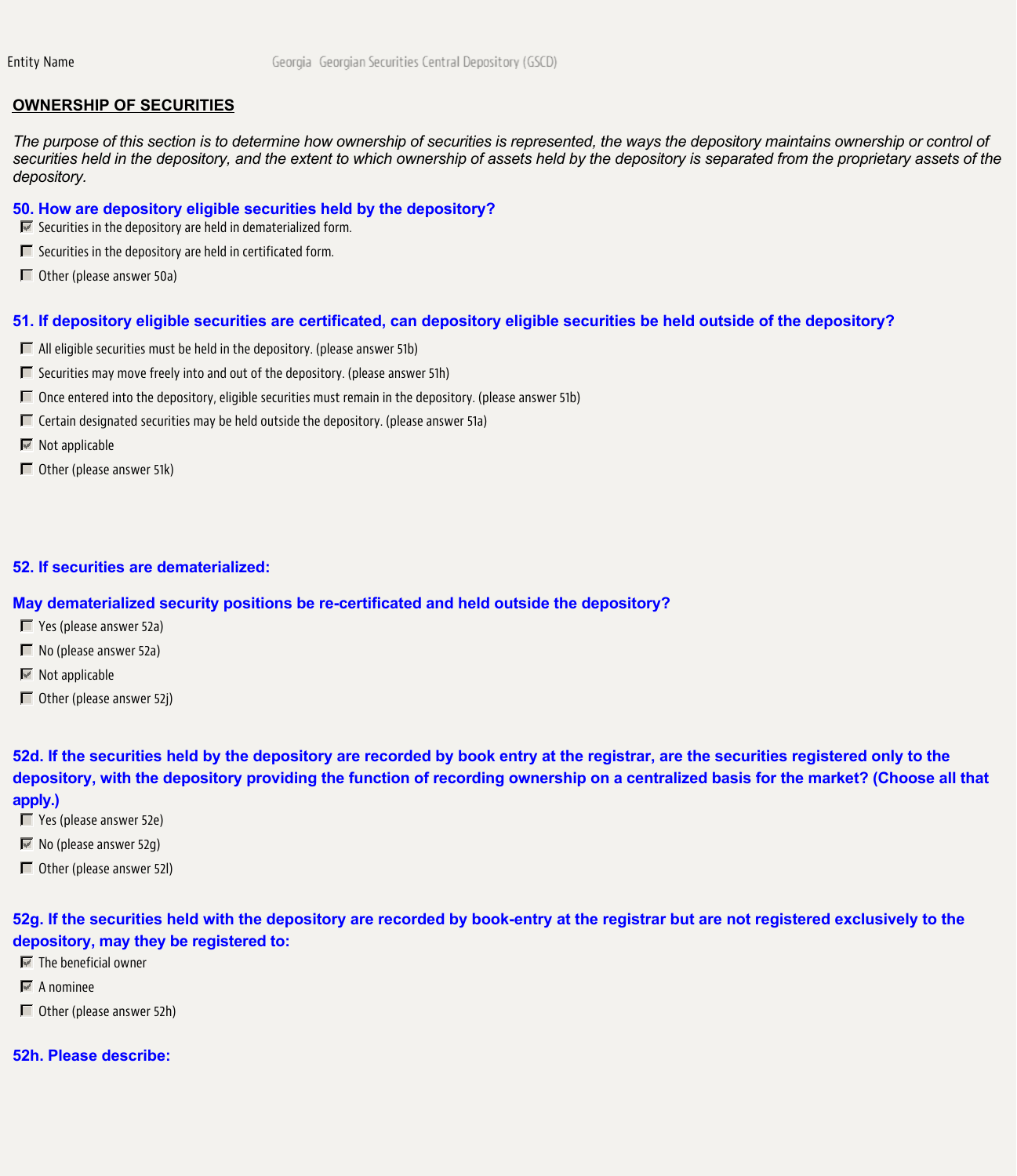Entity Name Georgia Georgian Securities Central Depository (GSCD)

## OWNERSHIP OF SECURITIES

*The purpose of this section is to determine how ownership of securities is represented, the ways the depository maintains ownership or control of securities held in the depository, and the extent to which ownership of assets held by the depository is separated from the proprietary assets of the depository.*

### 50. How are depository eligible securities held by the depository?

- [x] Securities in the depository are held in dematerialized form.
- [ ] Securities in the depository are held in certificated form.
- [ ] Other (please answer 50a)

### 51. If depository eligible securities are certificated, can depository eligible securities be held outside of the depository?

- [ ] All eligible securities must be held in the depository. (please answer 51b)
- [ ] Securities may move freely into and out of the depository. (please answer 51h)
- [ ] Once entered into the depository, eligible securities must remain in the depository. (please answer 51b)
- [ ] Certain designated securities may be held outside the depository. (please answer 51a)
- [x] Not applicable
- [ ] Other (please answer 51k)

### 52. If securities are dematerialized:

### May dematerialized security positions be re-certificated and held outside the depository?

- [ ] Yes (please answer 52a)
- [ ] No (please answer 52a)
- [x] Not applicable
- [ ] Other (please answer 52j)

### 52d. If the securities held by the depository are recorded by book entry at the registrar, are the securities registered only to the depository, with the depository providing the function of recording ownership on a centralized basis for the market? (Choose all that apply.)

- [ ] Yes (please answer 52e)
- [x] No (please answer 52g)
- [ ] Other (please answer 52l)

### 52g. If the securities held with the depository are recorded by book-entry at the registrar but are not registered exclusively to the depository, may they be registered to:

- [x] The beneficial owner
- [x] A nominee
- [ ] Other (please answer 52h)

### 52h. Please describe: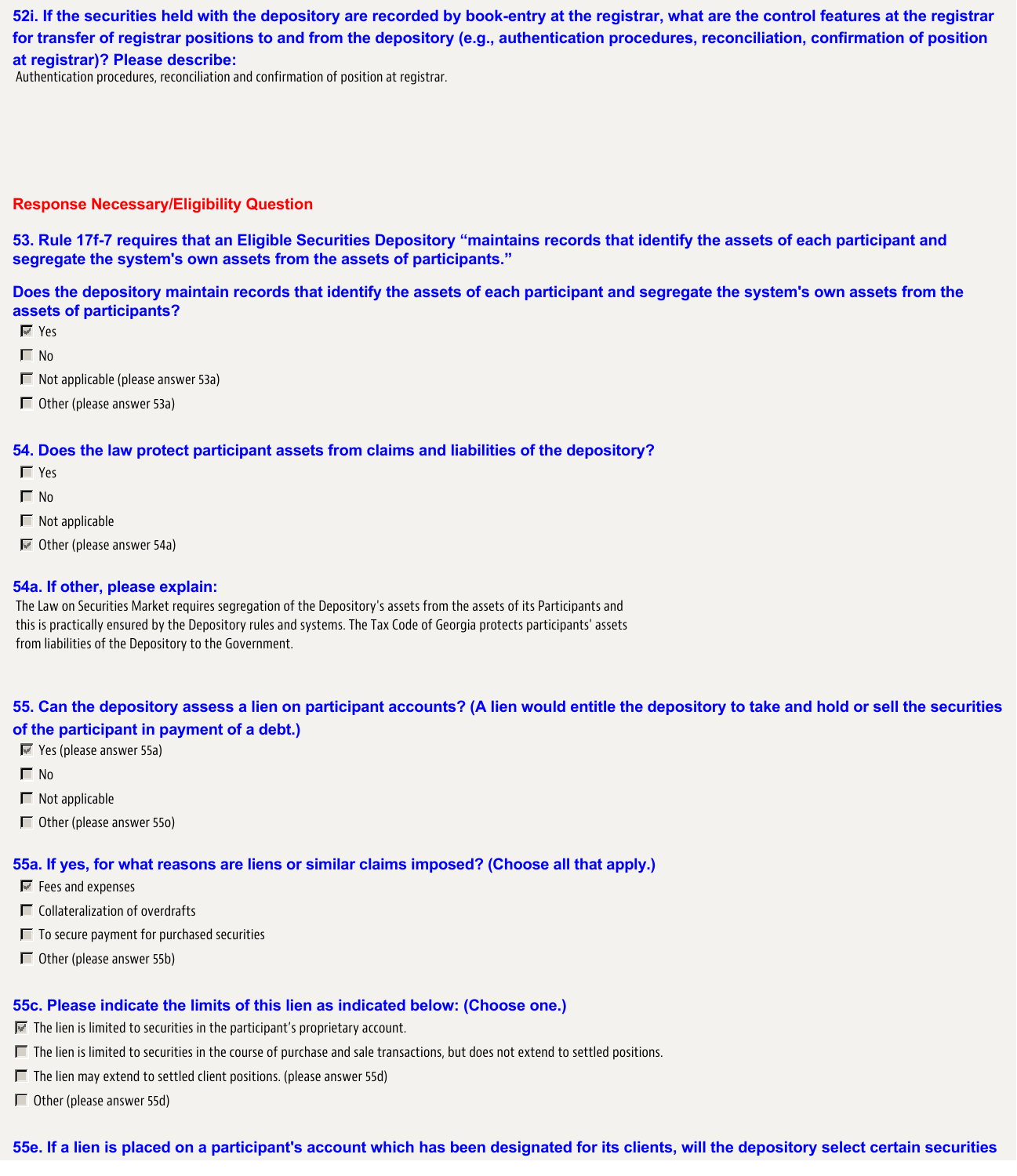### 52i. If the securities held with the depository are recorded by book-entry at the registrar, what are the control features at the registrar for transfer of registrar positions to and from the depository (e.g., authentication procedures, reconciliation, confirmation of position at registrar)? Please describe:

Authentication procedures, reconciliation and confirmation of position at registrar.

**Response Necessary/Eligibility Question**

### 53. Rule 17f-7 requires that an Eligible Securities Depository "maintains records that identify the assets of each participant and segregate the system's own assets from the assets of participants."

### Does the depository maintain records that identify the assets of each participant and segregate the system's own assets from the assets of participants?

- [x] Yes
- [ ] No
- [ ] Not applicable (please answer 53a)
- [ ] Other (please answer 53a)

### 54. Does the law protect participant assets from claims and liabilities of the depository?

- [ ] Yes
- [ ] No
- [ ] Not applicable
- [x] Other (please answer 54a)

### 54a. If other, please explain:

The Law on Securities Market requires segregation of the Depository's assets from the assets of its Participants and this is practically ensured by the Depository rules and systems. The Tax Code of Georgia protects participants' assets from liabilities of the Depository to the Government.

### 55. Can the depository assess a lien on participant accounts? (A lien would entitle the depository to take and hold or sell the securities of the participant in payment of a debt.)

- [x] Yes (please answer 55a)
- [ ] No
- [ ] Not applicable
- [ ] Other (please answer 55o)

### 55a. If yes, for what reasons are liens or similar claims imposed? (Choose all that apply.)

- [x] Fees and expenses
- [ ] Collateralization of overdrafts
- [ ] To secure payment for purchased securities
- [ ] Other (please answer 55b)

### 55c. Please indicate the limits of this lien as indicated below: (Choose one.)

- [x] The lien is limited to securities in the participant's proprietary account.
- [ ] The lien is limited to securities in the course of purchase and sale transactions, but does not extend to settled positions.
- [ ] The lien may extend to settled client positions. (please answer 55d)
- [ ] Other (please answer 55d)

### 55e. If a lien is placed on a participant's account which has been designated for its clients, will the depository select certain securities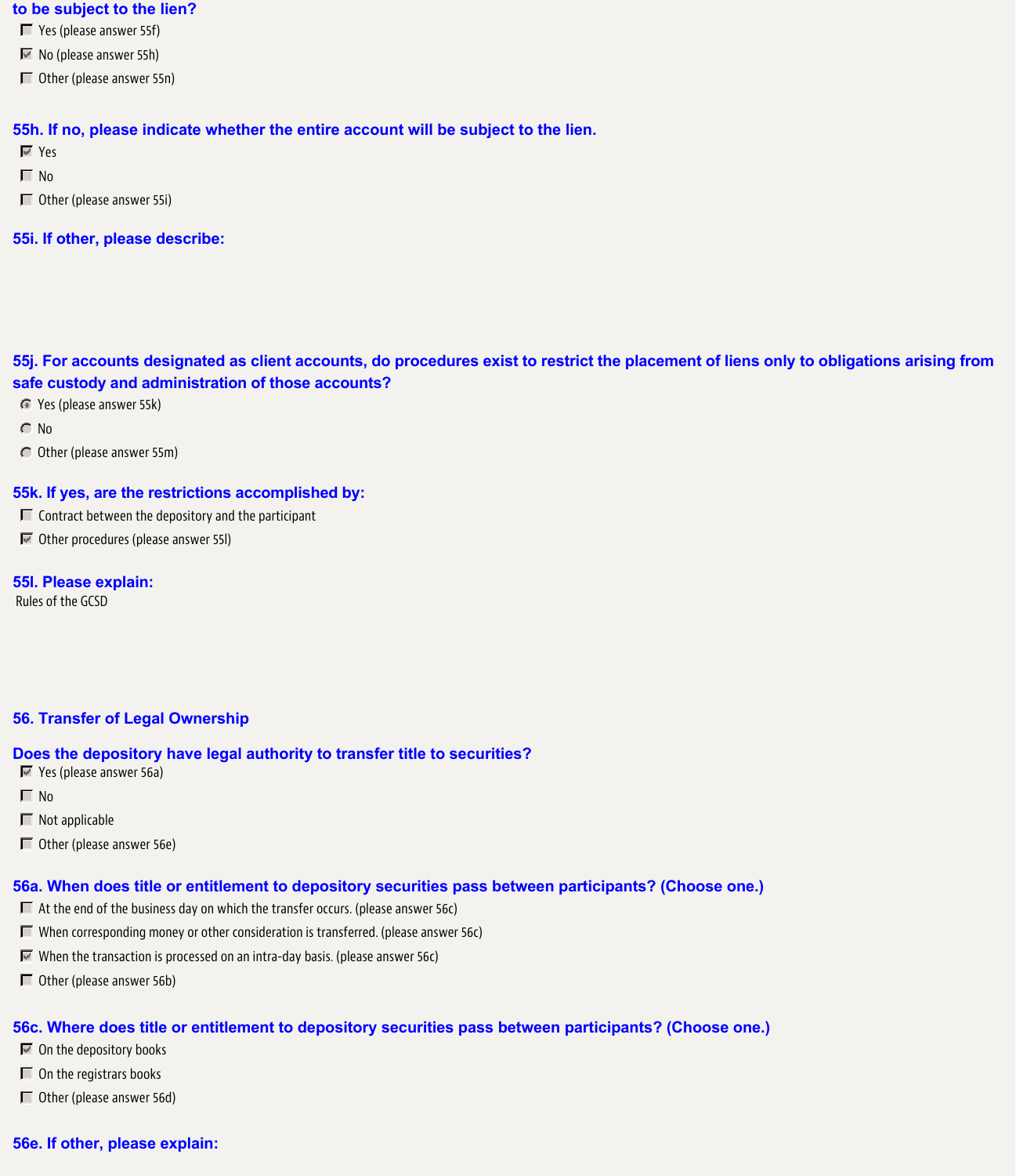**to be subject to the lien?**

- [ ] Yes (please answer 55f)
- [x] No (please answer 55h)
- [ ] Other (please answer 55n)

**55h. If no, please indicate whether the entire account will be subject to the lien.**

- [x] Yes
- [ ] No
- [ ] Other (please answer 55i)

**55i. If other, please describe:**

**55j. For accounts designated as client accounts, do procedures exist to restrict the placement of liens only to obligations arising from safe custody and administration of those accounts?**

- (•) Yes (please answer 55k)
- ( ) No
- ( ) Other (please answer 55m)

**55k. If yes, are the restrictions accomplished by:**

- [ ] Contract between the depository and the participant
- [x] Other procedures (please answer 55l)

**55l. Please explain:**

Rules of the GCSD

**56. Transfer of Legal Ownership**

**Does the depository have legal authority to transfer title to securities?**

- [x] Yes (please answer 56a)
- [ ] No
- [ ] Not applicable
- [ ] Other (please answer 56e)

**56a. When does title or entitlement to depository securities pass between participants? (Choose one.)**

- [ ] At the end of the business day on which the transfer occurs. (please answer 56c)
- [ ] When corresponding money or other consideration is transferred. (please answer 56c)
- [x] When the transaction is processed on an intra-day basis. (please answer 56c)
- [ ] Other (please answer 56b)

**56c. Where does title or entitlement to depository securities pass between participants? (Choose one.)**

- [x] On the depository books
- [ ] On the registrars books
- [ ] Other (please answer 56d)

**56e. If other, please explain:**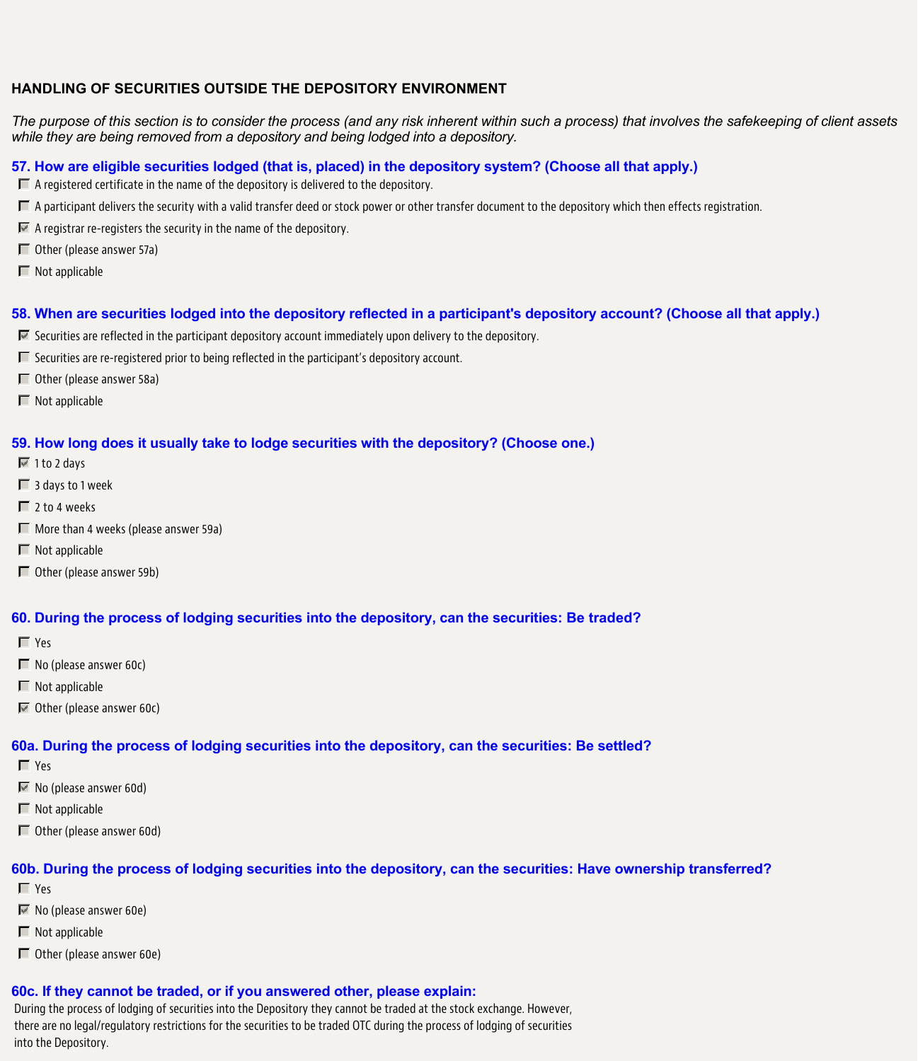## HANDLING OF SECURITIES OUTSIDE THE DEPOSITORY ENVIRONMENT

*The purpose of this section is to consider the process (and any risk inherent within such a process) that involves the safekeeping of client assets while they are being removed from a depository and being lodged into a depository.*

### 57. How are eligible securities lodged (that is, placed) in the depository system? (Choose all that apply.)

- [ ] A registered certificate in the name of the depository is delivered to the depository.
- [ ] A participant delivers the security with a valid transfer deed or stock power or other transfer document to the depository which then effects registration.
- [x] A registrar re-registers the security in the name of the depository.
- [ ] Other (please answer 57a)
- [ ] Not applicable

### 58. When are securities lodged into the depository reflected in a participant's depository account? (Choose all that apply.)

- [x] Securities are reflected in the participant depository account immediately upon delivery to the depository.
- [ ] Securities are re-registered prior to being reflected in the participant's depository account.
- [ ] Other (please answer 58a)
- [ ] Not applicable

### 59. How long does it usually take to lodge securities with the depository? (Choose one.)

- [x] 1 to 2 days
- [ ] 3 days to 1 week
- [ ] 2 to 4 weeks
- [ ] More than 4 weeks (please answer 59a)
- [ ] Not applicable
- [ ] Other (please answer 59b)

### 60. During the process of lodging securities into the depository, can the securities: Be traded?

- [ ] Yes
- [ ] No (please answer 60c)
- [ ] Not applicable
- [x] Other (please answer 60c)

### 60a. During the process of lodging securities into the depository, can the securities: Be settled?

- [ ] Yes
- [x] No (please answer 60d)
- [ ] Not applicable
- [ ] Other (please answer 60d)

### 60b. During the process of lodging securities into the depository, can the securities: Have ownership transferred?

- [ ] Yes
- [x] No (please answer 60e)
- [ ] Not applicable
- [ ] Other (please answer 60e)

### 60c. If they cannot be traded, or if you answered other, please explain:

During the process of lodging of securities into the Depository they cannot be traded at the stock exchange. However, there are no legal/regulatory restrictions for the securities to be traded OTC during the process of lodging of securities into the Depository.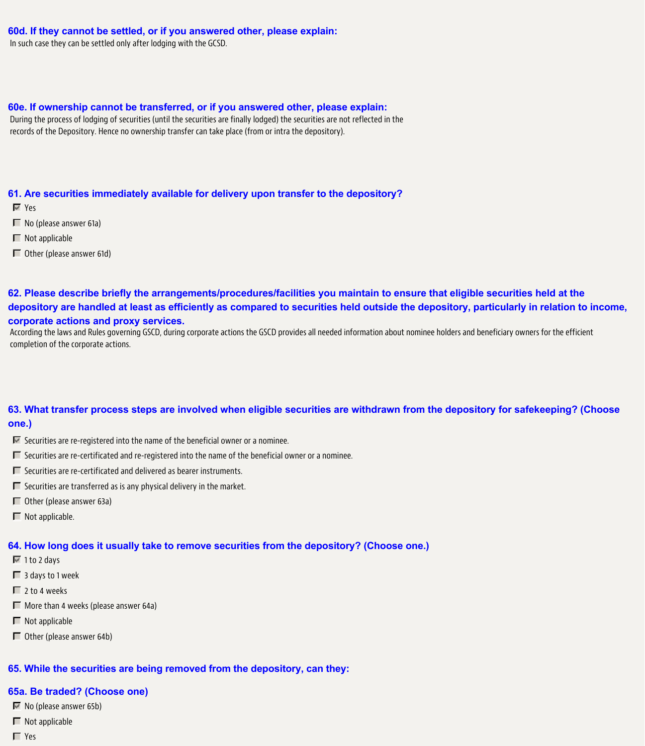### 60d. If they cannot be settled, or if you answered other, please explain:

In such case they can be settled only after lodging with the GCSD.

### 60e. If ownership cannot be transferred, or if you answered other, please explain:

During the process of lodging of securities (until the securities are finally lodged) the securities are not reflected in the records of the Depository. Hence no ownership transfer can take place (from or intra the depository).

### 61. Are securities immediately available for delivery upon transfer to the depository?

- [x] Yes
- [ ] No (please answer 61a)
- [ ] Not applicable
- [ ] Other (please answer 61d)

### 62. Please describe briefly the arrangements/procedures/facilities you maintain to ensure that eligible securities held at the depository are handled at least as efficiently as compared to securities held outside the depository, particularly in relation to income, corporate actions and proxy services.

According the laws and Rules governing GSCD, during corporate actions the GSCD provides all needed information about nominee holders and beneficiary owners for the efficient completion of the corporate actions.

### 63. What transfer process steps are involved when eligible securities are withdrawn from the depository for safekeeping? (Choose one.)

- [x] Securities are re-registered into the name of the beneficial owner or a nominee.
- [ ] Securities are re-certificated and re-registered into the name of the beneficial owner or a nominee.
- [ ] Securities are re-certificated and delivered as bearer instruments.
- [ ] Securities are transferred as is any physical delivery in the market.
- [ ] Other (please answer 63a)
- [ ] Not applicable.

### 64. How long does it usually take to remove securities from the depository? (Choose one.)

- [x] 1 to 2 days
- [ ] 3 days to 1 week
- [ ] 2 to 4 weeks
- [ ] More than 4 weeks (please answer 64a)
- [ ] Not applicable
- [ ] Other (please answer 64b)

### 65. While the securities are being removed from the depository, can they:

### 65a. Be traded? (Choose one)

- [x] No (please answer 65b)
- [ ] Not applicable
- [ ] Yes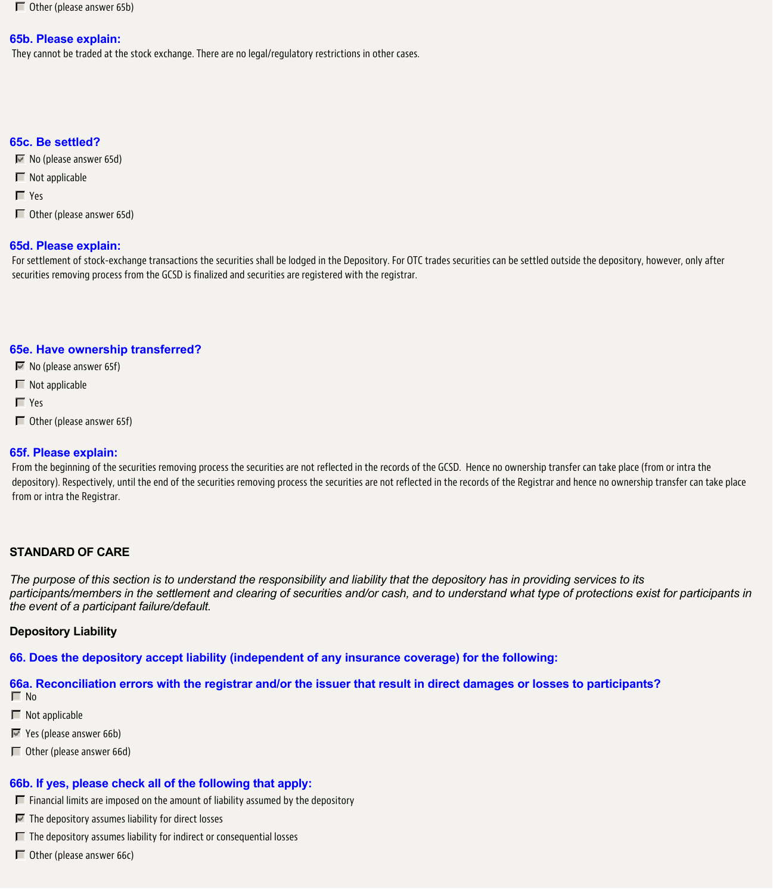- [ ] Other (please answer 65b)

### 65b. Please explain:

They cannot be traded at the stock exchange. There are no legal/regulatory restrictions in other cases.

### 65c. Be settled?

- [x] No (please answer 65d)
- [ ] Not applicable
- [ ] Yes
- [ ] Other (please answer 65d)

### 65d. Please explain:

For settlement of stock-exchange transactions the securities shall be lodged in the Depository. For OTC trades securities can be settled outside the depository, however, only after securities removing process from the GCSD is finalized and securities are registered with the registrar.

### 65e. Have ownership transferred?

- [x] No (please answer 65f)
- [ ] Not applicable
- [ ] Yes
- [ ] Other (please answer 65f)

### 65f. Please explain:

From the beginning of the securities removing process the securities are not reflected in the records of the GCSD. Hence no ownership transfer can take place (from or intra the depository). Respectively, until the end of the securities removing process the securities are not reflected in the records of the Registrar and hence no ownership transfer can take place from or intra the Registrar.

## STANDARD OF CARE

*The purpose of this section is to understand the responsibility and liability that the depository has in providing services to its participants/members in the settlement and clearing of securities and/or cash, and to understand what type of protections exist for participants in the event of a participant failure/default.*

### Depository Liability

### 66. Does the depository accept liability (independent of any insurance coverage) for the following:

### 66a. Reconciliation errors with the registrar and/or the issuer that result in direct damages or losses to participants?

- [ ] No
- [ ] Not applicable
- [x] Yes (please answer 66b)
- [ ] Other (please answer 66d)

### 66b. If yes, please check all of the following that apply:

- [ ] Financial limits are imposed on the amount of liability assumed by the depository
- [x] The depository assumes liability for direct losses
- [ ] The depository assumes liability for indirect or consequential losses
- [ ] Other (please answer 66c)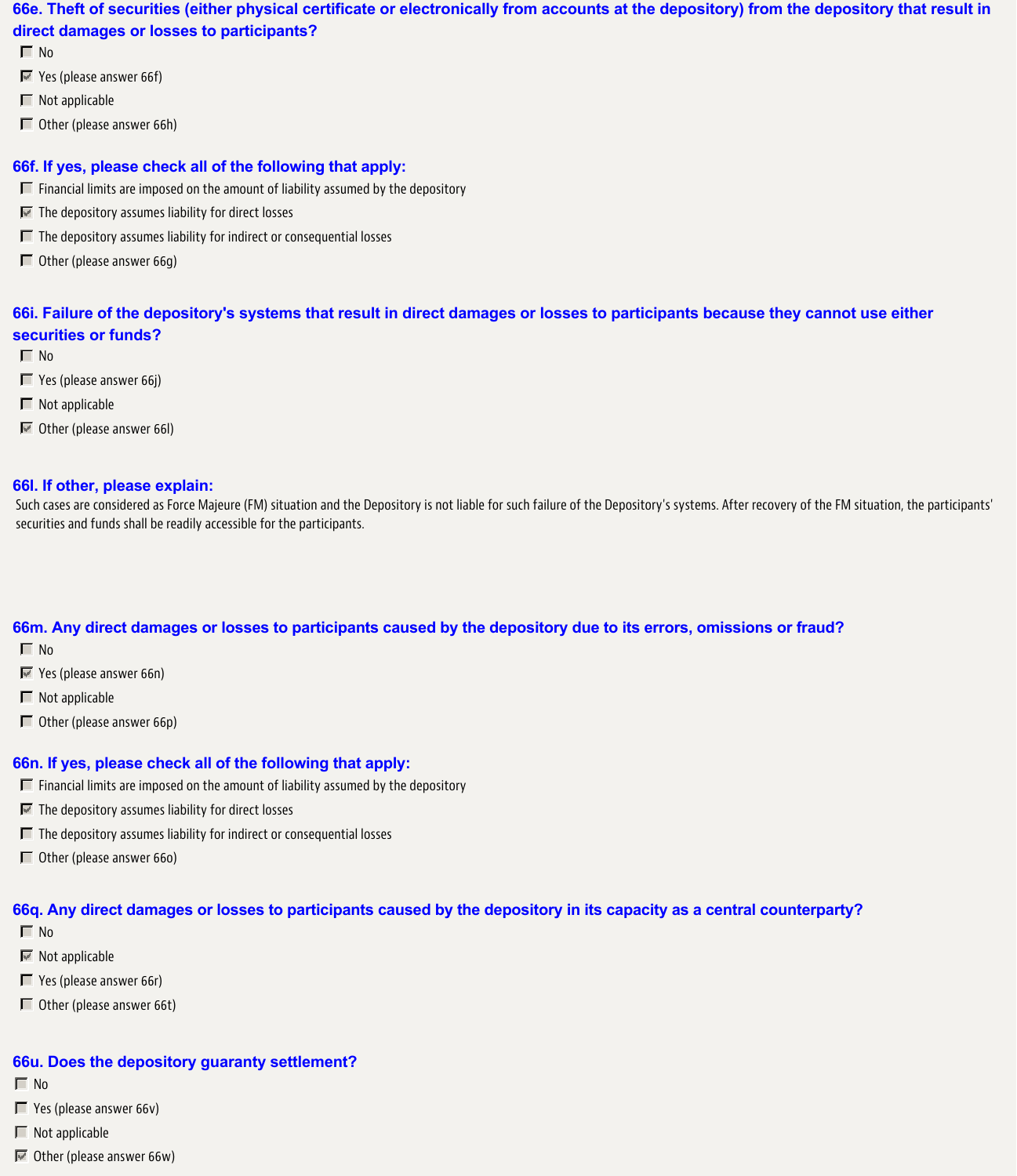### 66e. Theft of securities (either physical certificate or electronically from accounts at the depository) from the depository that result in direct damages or losses to participants?

- [ ] No
- [x] Yes (please answer 66f)
- [ ] Not applicable
- [ ] Other (please answer 66h)

### 66f. If yes, please check all of the following that apply:

- [ ] Financial limits are imposed on the amount of liability assumed by the depository
- [x] The depository assumes liability for direct losses
- [ ] The depository assumes liability for indirect or consequential losses
- [ ] Other (please answer 66g)

### 66i. Failure of the depository's systems that result in direct damages or losses to participants because they cannot use either securities or funds?

- [ ] No
- [ ] Yes (please answer 66j)
- [ ] Not applicable
- [x] Other (please answer 66l)

### 66l. If other, please explain:

Such cases are considered as Force Majeure (FM) situation and the Depository is not liable for such failure of the Depository's systems. After recovery of the FM situation, the participants' securities and funds shall be readily accessible for the participants.

### 66m. Any direct damages or losses to participants caused by the depository due to its errors, omissions or fraud?

- [ ] No
- [x] Yes (please answer 66n)
- [ ] Not applicable
- [ ] Other (please answer 66p)

### 66n. If yes, please check all of the following that apply:

- [ ] Financial limits are imposed on the amount of liability assumed by the depository
- [x] The depository assumes liability for direct losses
- [ ] The depository assumes liability for indirect or consequential losses
- [ ] Other (please answer 66o)

### 66q. Any direct damages or losses to participants caused by the depository in its capacity as a central counterparty?

- [ ] No
- [x] Not applicable
- [ ] Yes (please answer 66r)
- [ ] Other (please answer 66t)

### 66u. Does the depository guaranty settlement?

- [ ] No
- [ ] Yes (please answer 66v)
- [ ] Not applicable
- [x] Other (please answer 66w)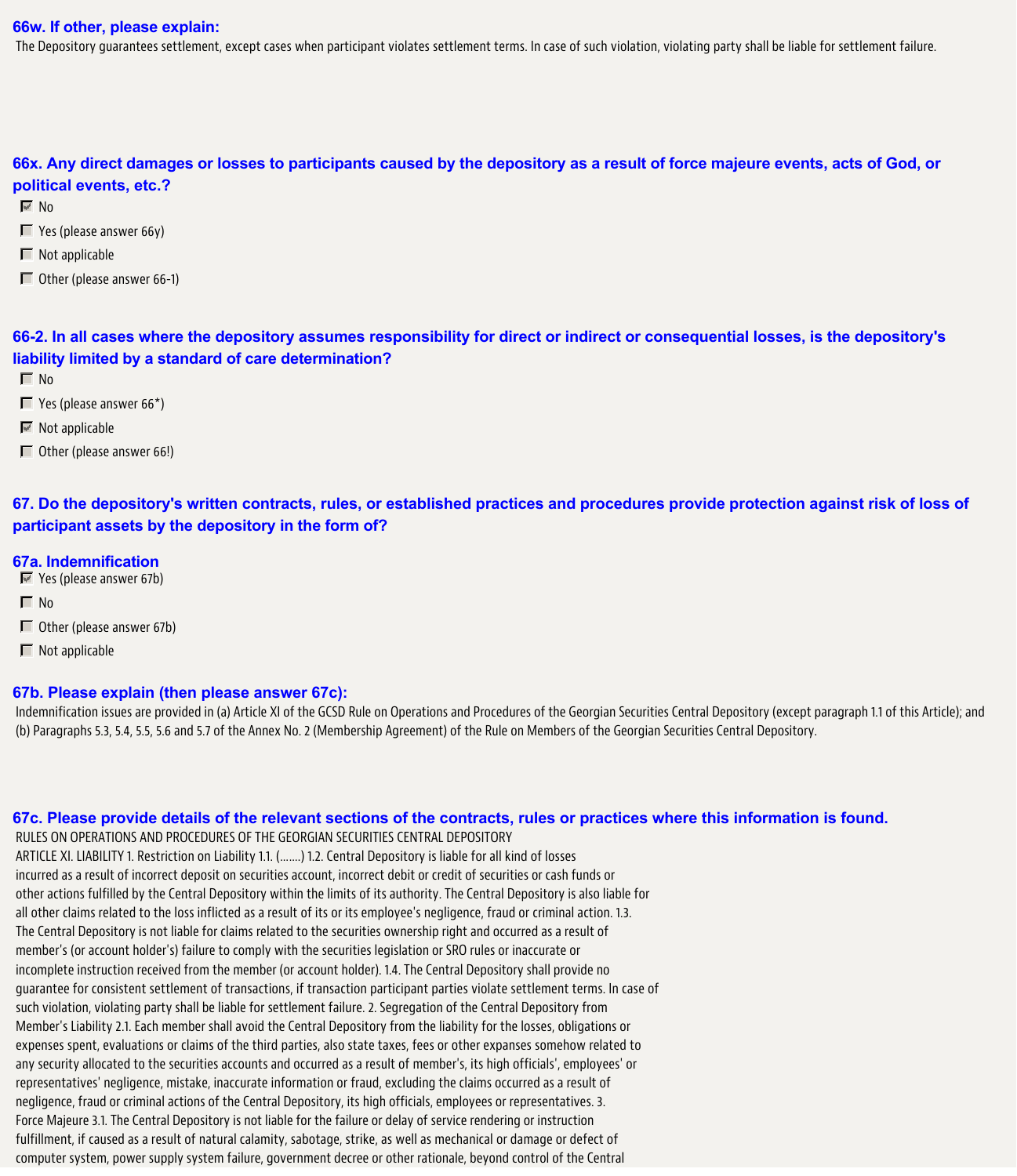### 66w. If other, please explain:

The Depository guarantees settlement, except cases when participant violates settlement terms. In case of such violation, violating party shall be liable for settlement failure.

### 66x. Any direct damages or losses to participants caused by the depository as a result of force majeure events, acts of God, or political events, etc.?

- [x] No
- [ ] Yes (please answer 66y)
- [ ] Not applicable
- [ ] Other (please answer 66-1)

### 66-2. In all cases where the depository assumes responsibility for direct or indirect or consequential losses, is the depository's liability limited by a standard of care determination?

- [ ] No
- [ ] Yes (please answer 66*)
- [x] Not applicable
- [ ] Other (please answer 66!)

### 67. Do the depository's written contracts, rules, or established practices and procedures provide protection against risk of loss of participant assets by the depository in the form of?

### 67a. Indemnification

- [x] Yes (please answer 67b)
- [ ] No
- [ ] Other (please answer 67b)
- [ ] Not applicable

### 67b. Please explain (then please answer 67c):

Indemnification issues are provided in (a) Article XI of the GCSD Rule on Operations and Procedures of the Georgian Securities Central Depository (except paragraph 1.1 of this Article); and (b) Paragraphs 5.3, 5.4, 5.5, 5.6 and 5.7 of the Annex No. 2 (Membership Agreement) of the Rule on Members of the Georgian Securities Central Depository.

### 67c. Please provide details of the relevant sections of the contracts, rules or practices where this information is found.

RULES ON OPERATIONS AND PROCEDURES OF THE GEORGIAN SECURITIES CENTRAL DEPOSITORY
ARTICLE XI. LIABILITY 1. Restriction on Liability 1.1. (.......) 1.2. Central Depository is liable for all kind of losses incurred as a result of incorrect deposit on securities account, incorrect debit or credit of securities or cash funds or other actions fulfilled by the Central Depository within the limits of its authority. The Central Depository is also liable for all other claims related to the loss inflicted as a result of its or its employee's negligence, fraud or criminal action. 1.3. The Central Depository is not liable for claims related to the securities ownership right and occurred as a result of member's (or account holder's) failure to comply with the securities legislation or SRO rules or inaccurate or incomplete instruction received from the member (or account holder). 1.4. The Central Depository shall provide no guarantee for consistent settlement of transactions, if transaction participant parties violate settlement terms. In case of such violation, violating party shall be liable for settlement failure. 2. Segregation of the Central Depository from Member's Liability 2.1. Each member shall avoid the Central Depository from the liability for the losses, obligations or expenses spent, evaluations or claims of the third parties, also state taxes, fees or other expanses somehow related to any security allocated to the securities accounts and occurred as a result of member's, its high officials', employees' or representatives' negligence, mistake, inaccurate information or fraud, excluding the claims occurred as a result of negligence, fraud or criminal actions of the Central Depository, its high officials, employees or representatives. 3. Force Majeure 3.1. The Central Depository is not liable for the failure or delay of service rendering or instruction fulfillment, if caused as a result of natural calamity, sabotage, strike, as well as mechanical or damage or defect of computer system, power supply system failure, government decree or other rationale, beyond control of the Central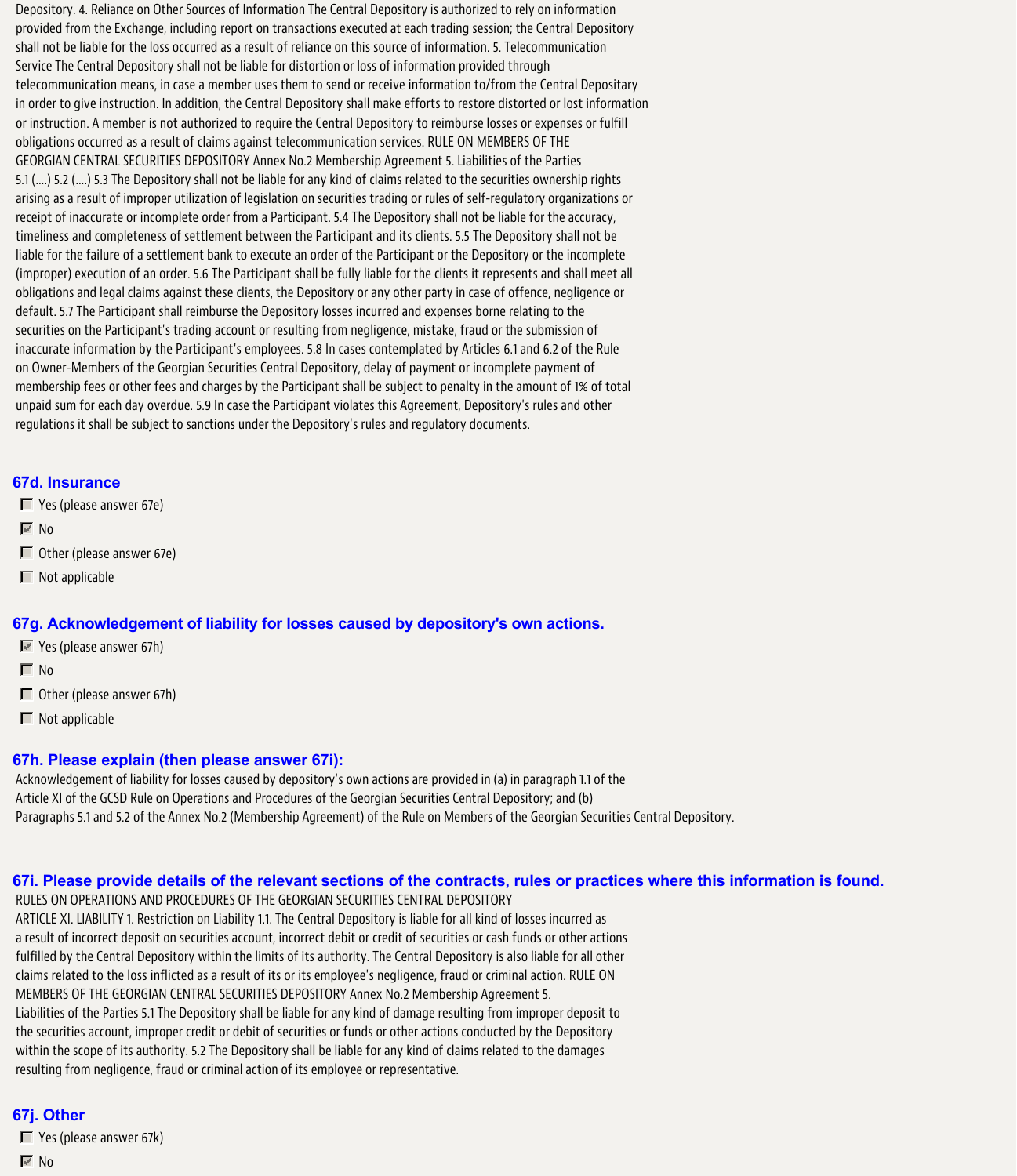Depository. 4. Reliance on Other Sources of Information The Central Depository is authorized to rely on information provided from the Exchange, including report on transactions executed at each trading session; the Central Depository shall not be liable for the loss occurred as a result of reliance on this source of information. 5. Telecommunication Service The Central Depository shall not be liable for distortion or loss of information provided through telecommunication means, in case a member uses them to send or receive information to/from the Central Depositary in order to give instruction. In addition, the Central Depository shall make efforts to restore distorted or lost information or instruction. A member is not authorized to require the Central Depository to reimburse losses or expenses or fulfill obligations occurred as a result of claims against telecommunication services. RULE ON MEMBERS OF THE GEORGIAN CENTRAL SECURITIES DEPOSITORY Annex No.2 Membership Agreement 5. Liabilities of the Parties 5.1 (....) 5.2 (....) 5.3 The Depository shall not be liable for any kind of claims related to the securities ownership rights arising as a result of improper utilization of legislation on securities trading or rules of self-regulatory organizations or receipt of inaccurate or incomplete order from a Participant. 5.4 The Depository shall not be liable for the accuracy, timeliness and completeness of settlement between the Participant and its clients. 5.5 The Depository shall not be liable for the failure of a settlement bank to execute an order of the Participant or the Depository or the incomplete (improper) execution of an order. 5.6 The Participant shall be fully liable for the clients it represents and shall meet all obligations and legal claims against these clients, the Depository or any other party in case of offence, negligence or default. 5.7 The Participant shall reimburse the Depository losses incurred and expenses borne relating to the securities on the Participant's trading account or resulting from negligence, mistake, fraud or the submission of inaccurate information by the Participant's employees. 5.8 In cases contemplated by Articles 6.1 and 6.2 of the Rule on Owner-Members of the Georgian Securities Central Depository, delay of payment or incomplete payment of membership fees or other fees and charges by the Participant shall be subject to penalty in the amount of 1% of total unpaid sum for each day overdue. 5.9 In case the Participant violates this Agreement, Depository's rules and other regulations it shall be subject to sanctions under the Depository's rules and regulatory documents.

### 67d. Insurance

- [ ] Yes (please answer 67e)
- [x] No
- [ ] Other (please answer 67e)
- [ ] Not applicable

### 67g. Acknowledgement of liability for losses caused by depository's own actions.

- [x] Yes (please answer 67h)
- [ ] No
- [ ] Other (please answer 67h)
- [ ] Not applicable

### 67h. Please explain (then please answer 67i):

Acknowledgement of liability for losses caused by depository's own actions are provided in (a) in paragraph 1.1 of the Article XI of the GCSD Rule on Operations and Procedures of the Georgian Securities Central Depository; and (b) Paragraphs 5.1 and 5.2 of the Annex No.2 (Membership Agreement) of the Rule on Members of the Georgian Securities Central Depository.

### 67i. Please provide details of the relevant sections of the contracts, rules or practices where this information is found.

RULES ON OPERATIONS AND PROCEDURES OF THE GEORGIAN SECURITIES CENTRAL DEPOSITORY
ARTICLE XI. LIABILITY 1. Restriction on Liability 1.1. The Central Depository is liable for all kind of losses incurred as a result of incorrect deposit on securities account, incorrect debit or credit of securities or cash funds or other actions fulfilled by the Central Depository within the limits of its authority. The Central Depository is also liable for all other claims related to the loss inflicted as a result of its or its employee's negligence, fraud or criminal action. RULE ON MEMBERS OF THE GEORGIAN CENTRAL SECURITIES DEPOSITORY Annex No.2 Membership Agreement 5. Liabilities of the Parties 5.1 The Depository shall be liable for any kind of damage resulting from improper deposit to the securities account, improper credit or debit of securities or funds or other actions conducted by the Depository within the scope of its authority. 5.2 The Depository shall be liable for any kind of claims related to the damages resulting from negligence, fraud or criminal action of its employee or representative.

### 67j. Other

- [ ] Yes (please answer 67k)
- [x] No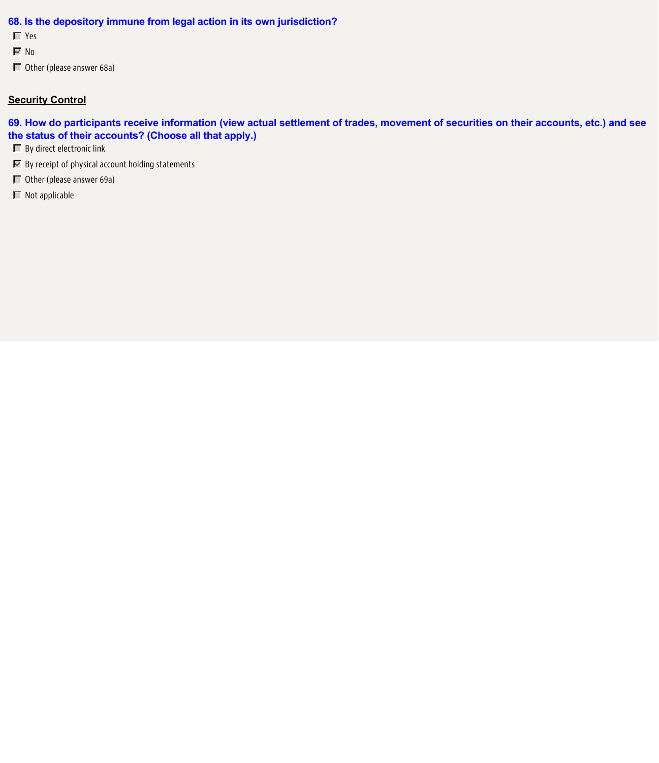**68. Is the depository immune from legal action in its own jurisdiction?**

- [ ] Yes
- [x] No
- [ ] Other (please answer 68a)

**Security Control**

**69. How do participants receive information (view actual settlement of trades, movement of securities on their accounts, etc.) and see the status of their accounts? (Choose all that apply.)**

- [ ] By direct electronic link
- [x] By receipt of physical account holding statements
- [ ] Other (please answer 69a)
- [ ] Not applicable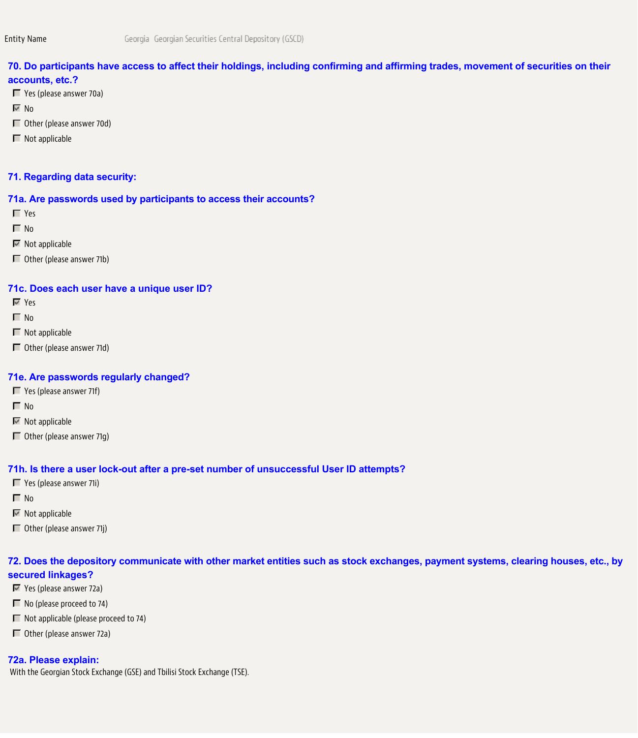Entity Name Georgia Georgian Securities Central Depository (GSCD)

### 70. Do participants have access to affect their holdings, including confirming and affirming trades, movement of securities on their accounts, etc.?

- [ ] Yes (please answer 70a)
- [x] No
- [ ] Other (please answer 70d)
- [ ] Not applicable

### 71. Regarding data security:

### 71a. Are passwords used by participants to access their accounts?

- [ ] Yes
- [ ] No
- [x] Not applicable
- [ ] Other (please answer 71b)

### 71c. Does each user have a unique user ID?

- [x] Yes
- [ ] No
- [ ] Not applicable
- [ ] Other (please answer 71d)

### 71e. Are passwords regularly changed?

- [ ] Yes (please answer 71f)
- [ ] No
- [x] Not applicable
- [ ] Other (please answer 71g)

### 71h. Is there a user lock-out after a pre-set number of unsuccessful User ID attempts?

- [ ] Yes (please answer 71i)
- [ ] No
- [x] Not applicable
- [ ] Other (please answer 71j)

### 72. Does the depository communicate with other market entities such as stock exchanges, payment systems, clearing houses, etc., by secured linkages?

- [x] Yes (please answer 72a)
- [ ] No (please proceed to 74)
- [ ] Not applicable (please proceed to 74)
- [ ] Other (please answer 72a)

### 72a. Please explain:

With the Georgian Stock Exchange (GSE) and Tbilisi Stock Exchange (TSE).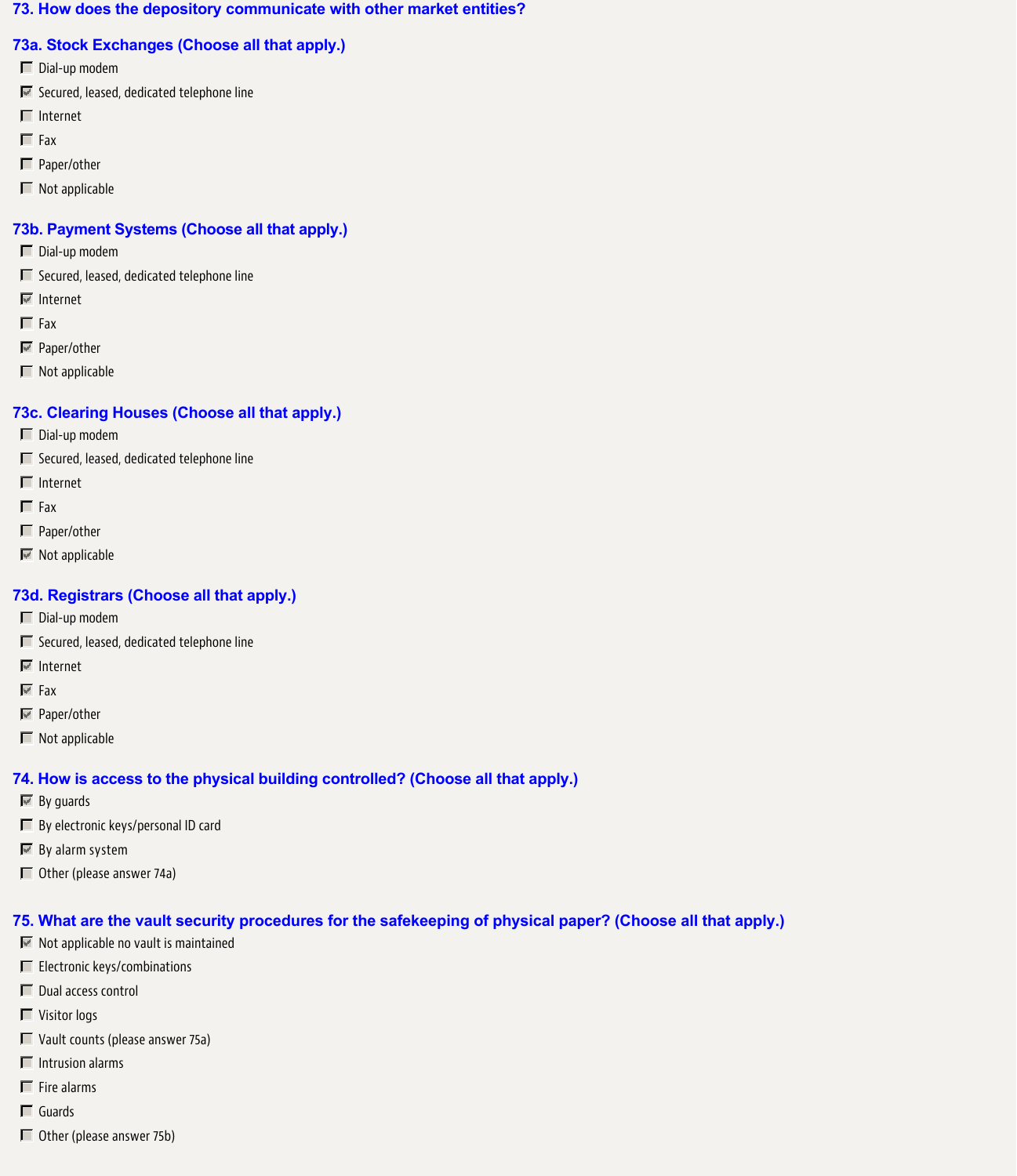### 73. How does the depository communicate with other market entities?

#### 73a. Stock Exchanges (Choose all that apply.)

- [ ] Dial-up modem
- [x] Secured, leased, dedicated telephone line
- [ ] Internet
- [ ] Fax
- [ ] Paper/other
- [ ] Not applicable

#### 73b. Payment Systems (Choose all that apply.)

- [ ] Dial-up modem
- [ ] Secured, leased, dedicated telephone line
- [x] Internet
- [ ] Fax
- [x] Paper/other
- [ ] Not applicable

#### 73c. Clearing Houses (Choose all that apply.)

- [ ] Dial-up modem
- [ ] Secured, leased, dedicated telephone line
- [ ] Internet
- [ ] Fax
- [ ] Paper/other
- [x] Not applicable

#### 73d. Registrars (Choose all that apply.)

- [ ] Dial-up modem
- [ ] Secured, leased, dedicated telephone line
- [x] Internet
- [x] Fax
- [x] Paper/other
- [ ] Not applicable

### 74. How is access to the physical building controlled? (Choose all that apply.)

- [x] By guards
- [ ] By electronic keys/personal ID card
- [x] By alarm system
- [ ] Other (please answer 74a)

### 75. What are the vault security procedures for the safekeeping of physical paper? (Choose all that apply.)

- [x] Not applicable no vault is maintained
- [ ] Electronic keys/combinations
- [ ] Dual access control
- [ ] Visitor logs
- [ ] Vault counts (please answer 75a)
- [ ] Intrusion alarms
- [ ] Fire alarms
- [ ] Guards
- [ ] Other (please answer 75b)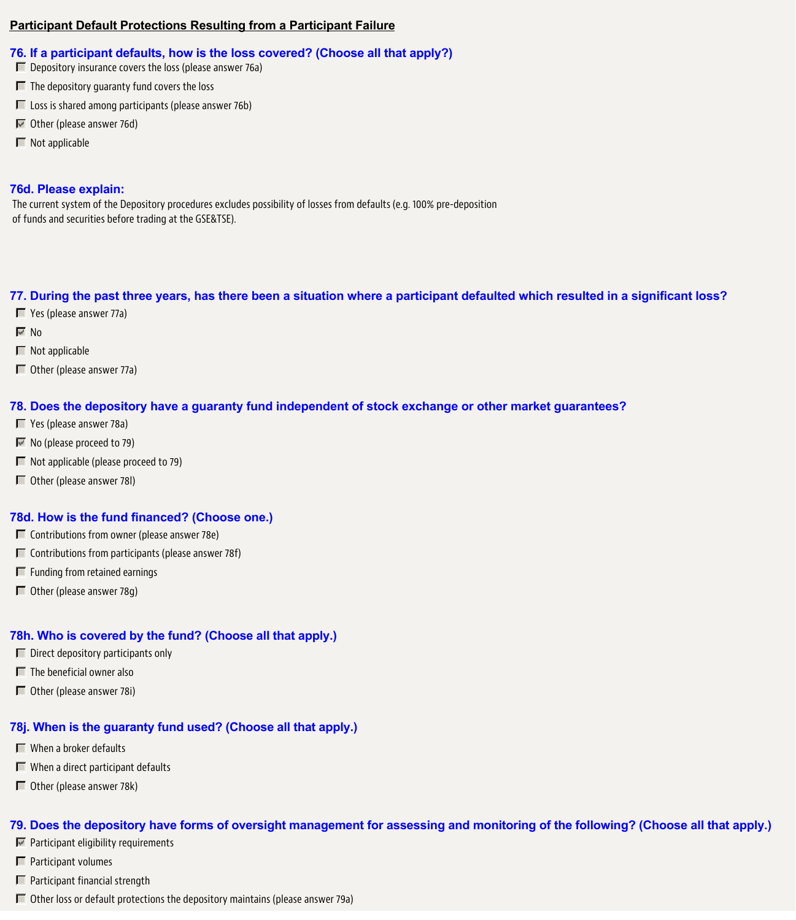**Participant Default Protections Resulting from a Participant Failure**

### 76. If a participant defaults, how is the loss covered? (Choose all that apply?)

- [ ] Depository insurance covers the loss (please answer 76a)
- [ ] The depository guaranty fund covers the loss
- [ ] Loss is shared among participants (please answer 76b)
- [x] Other (please answer 76d)
- [ ] Not applicable

### 76d. Please explain:

The current system of the Depository procedures excludes possibility of losses from defaults (e.g. 100% pre-deposition of funds and securities before trading at the GSE&TSE).

### 77. During the past three years, has there been a situation where a participant defaulted which resulted in a significant loss?

- [ ] Yes (please answer 77a)
- [x] No
- [ ] Not applicable
- [ ] Other (please answer 77a)

### 78. Does the depository have a guaranty fund independent of stock exchange or other market guarantees?

- [ ] Yes (please answer 78a)
- [x] No (please proceed to 79)
- [ ] Not applicable (please proceed to 79)
- [ ] Other (please answer 78l)

### 78d. How is the fund financed? (Choose one.)

- [ ] Contributions from owner (please answer 78e)
- [ ] Contributions from participants (please answer 78f)
- [ ] Funding from retained earnings
- [ ] Other (please answer 78g)

### 78h. Who is covered by the fund? (Choose all that apply.)

- [ ] Direct depository participants only
- [ ] The beneficial owner also
- [ ] Other (please answer 78i)

### 78j. When is the guaranty fund used? (Choose all that apply.)

- [ ] When a broker defaults
- [ ] When a direct participant defaults
- [ ] Other (please answer 78k)

### 79. Does the depository have forms of oversight management for assessing and monitoring of the following? (Choose all that apply.)

- [x] Participant eligibility requirements
- [ ] Participant volumes
- [ ] Participant financial strength
- [ ] Other loss or default protections the depository maintains (please answer 79a)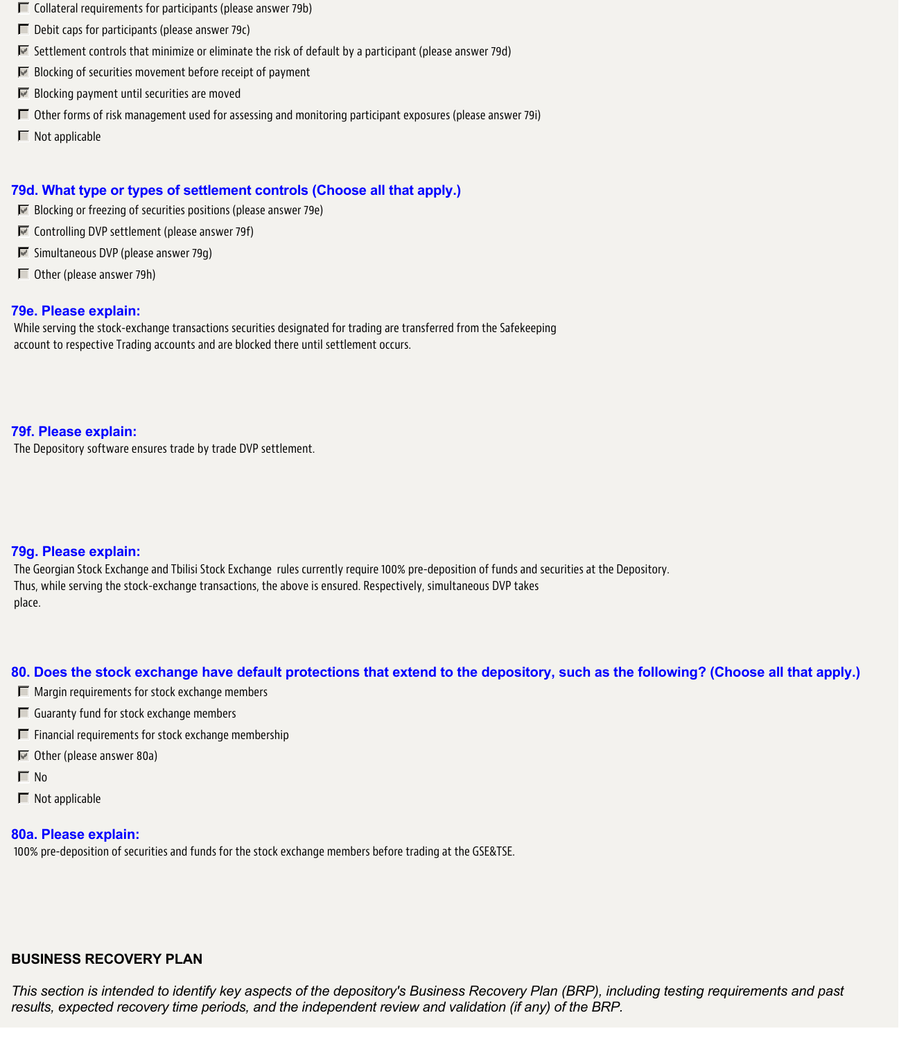- [ ] Collateral requirements for participants (please answer 79b)
- [ ] Debit caps for participants (please answer 79c)
- [x] Settlement controls that minimize or eliminate the risk of default by a participant (please answer 79d)
- [x] Blocking of securities movement before receipt of payment
- [x] Blocking payment until securities are moved
- [ ] Other forms of risk management used for assessing and monitoring participant exposures (please answer 79i)
- [ ] Not applicable

### 79d. What type or types of settlement controls (Choose all that apply.)

- [x] Blocking or freezing of securities positions (please answer 79e)
- [x] Controlling DVP settlement (please answer 79f)
- [x] Simultaneous DVP (please answer 79g)
- [ ] Other (please answer 79h)

### 79e. Please explain:

While serving the stock-exchange transactions securities designated for trading are transferred from the Safekeeping account to respective Trading accounts and are blocked there until settlement occurs.

### 79f. Please explain:

The Depository software ensures trade by trade DVP settlement.

### 79g. Please explain:

The Georgian Stock Exchange and Tbilisi Stock Exchange rules currently require 100% pre-deposition of funds and securities at the Depository. Thus, while serving the stock-exchange transactions, the above is ensured. Respectively, simultaneous DVP takes place.

### 80. Does the stock exchange have default protections that extend to the depository, such as the following? (Choose all that apply.)

- [ ] Margin requirements for stock exchange members
- [ ] Guaranty fund for stock exchange members
- [ ] Financial requirements for stock exchange membership
- [x] Other (please answer 80a)
- [ ] No
- [ ] Not applicable

### 80a. Please explain:

100% pre-deposition of securities and funds for the stock exchange members before trading at the GSE&TSE.

## BUSINESS RECOVERY PLAN

*This section is intended to identify key aspects of the depository's Business Recovery Plan (BRP), including testing requirements and past results, expected recovery time periods, and the independent review and validation (if any) of the BRP.*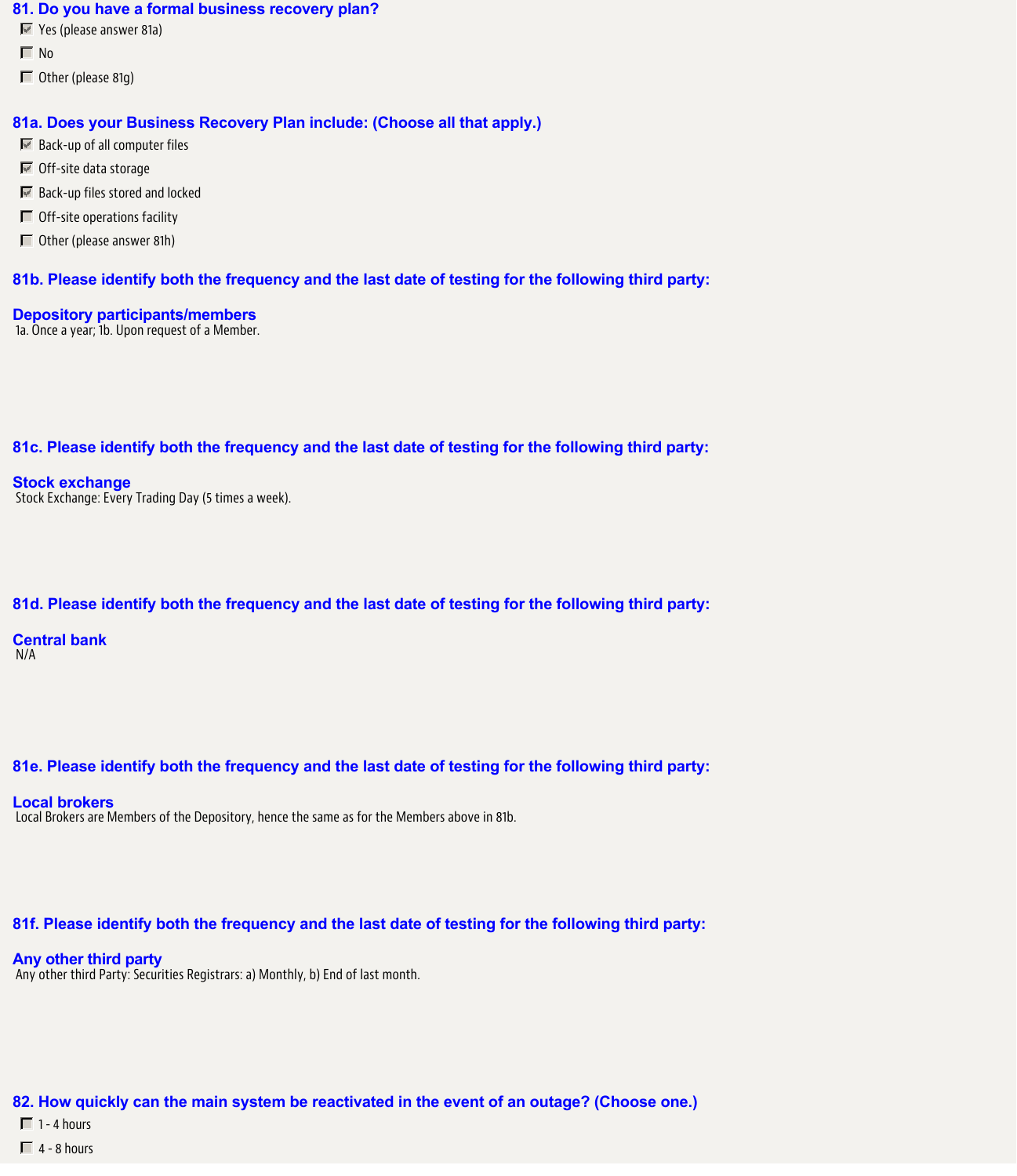### 81. Do you have a formal business recovery plan?

- [x] Yes (please answer 81a)
- [ ] No
- [ ] Other (please 81g)

### 81a. Does your Business Recovery Plan include: (Choose all that apply.)

- [x] Back-up of all computer files
- [x] Off-site data storage
- [x] Back-up files stored and locked
- [ ] Off-site operations facility
- [ ] Other (please answer 81h)

### 81b. Please identify both the frequency and the last date of testing for the following third party:

**Depository participants/members**

1a. Once a year; 1b. Upon request of a Member.

### 81c. Please identify both the frequency and the last date of testing for the following third party:

**Stock exchange**

Stock Exchange: Every Trading Day (5 times a week).

### 81d. Please identify both the frequency and the last date of testing for the following third party:

**Central bank**

N/A

### 81e. Please identify both the frequency and the last date of testing for the following third party:

**Local brokers**

Local Brokers are Members of the Depository, hence the same as for the Members above in 81b.

### 81f. Please identify both the frequency and the last date of testing for the following third party:

**Any other third party**

Any other third Party: Securities Registrars: a) Monthly, b) End of last month.

### 82. How quickly can the main system be reactivated in the event of an outage? (Choose one.)

- [ ] 1 - 4 hours
- [ ] 4 - 8 hours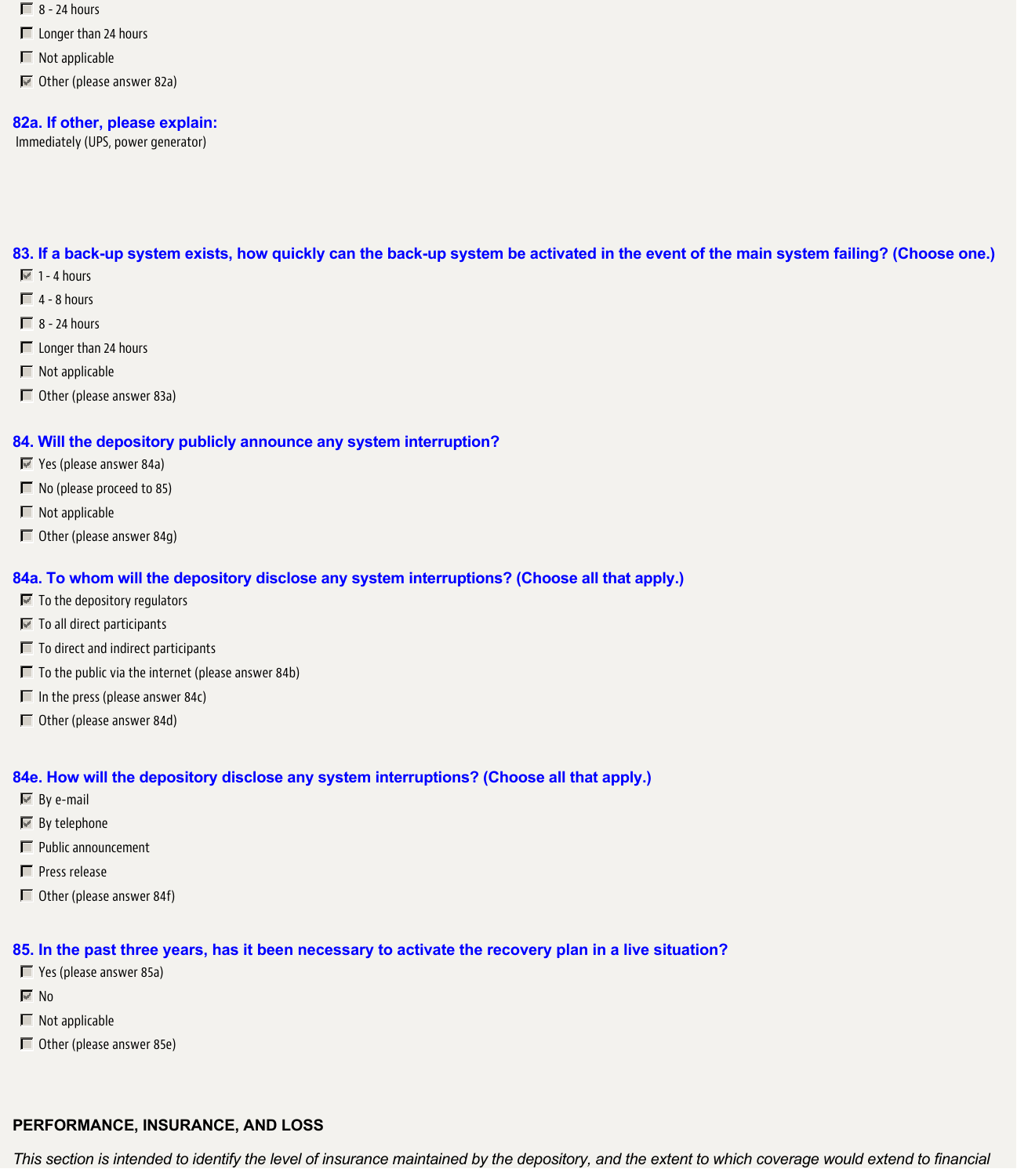- [ ] 8 - 24 hours
- [ ] Longer than 24 hours
- [ ] Not applicable
- [x] Other (please answer 82a)

**82a. If other, please explain:**

Immediately (UPS, power generator)

**83. If a back-up system exists, how quickly can the back-up system be activated in the event of the main system failing? (Choose one.)**

- [x] 1 - 4 hours
- [ ] 4 - 8 hours
- [ ] 8 - 24 hours
- [ ] Longer than 24 hours
- [ ] Not applicable
- [ ] Other (please answer 83a)

**84. Will the depository publicly announce any system interruption?**

- [x] Yes (please answer 84a)
- [ ] No (please proceed to 85)
- [ ] Not applicable
- [ ] Other (please answer 84g)

**84a. To whom will the depository disclose any system interruptions? (Choose all that apply.)**

- [x] To the depository regulators
- [x] To all direct participants
- [ ] To direct and indirect participants
- [ ] To the public via the internet (please answer 84b)
- [ ] In the press (please answer 84c)
- [ ] Other (please answer 84d)

**84e. How will the depository disclose any system interruptions? (Choose all that apply.)**

- [x] By e-mail
- [x] By telephone
- [ ] Public announcement
- [ ] Press release
- [ ] Other (please answer 84f)

**85. In the past three years, has it been necessary to activate the recovery plan in a live situation?**

- [ ] Yes (please answer 85a)
- [x] No
- [ ] Not applicable
- [ ] Other (please answer 85e)

## PERFORMANCE, INSURANCE, AND LOSS

*This section is intended to identify the level of insurance maintained by the depository, and the extent to which coverage would extend to financial*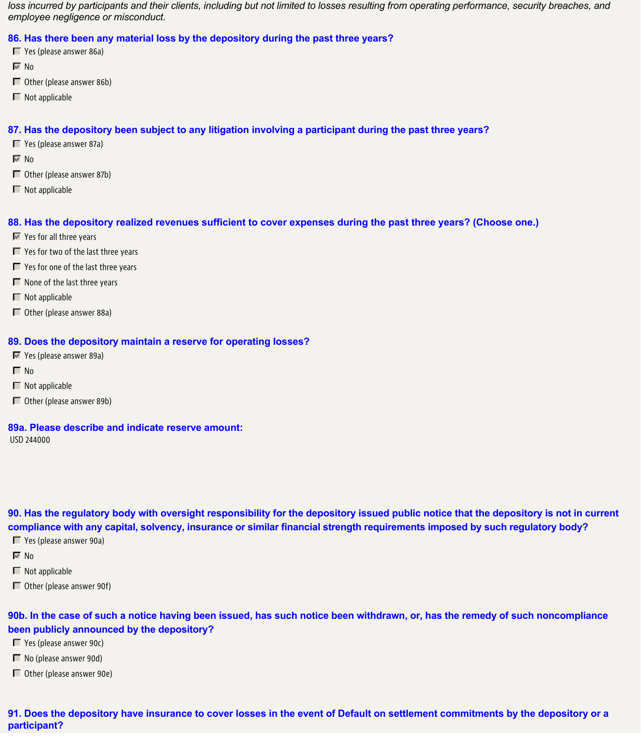*loss incurred by participants and their clients, including but not limited to losses resulting from operating performance, security breaches, and employee negligence or misconduct.*

**86. Has there been any material loss by the depository during the past three years?**

- [ ] Yes (please answer 86a)
- [x] No
- [ ] Other (please answer 86b)
- [ ] Not applicable

**87. Has the depository been subject to any litigation involving a participant during the past three years?**

- [ ] Yes (please answer 87a)
- [x] No
- [ ] Other (please answer 87b)
- [ ] Not applicable

**88. Has the depository realized revenues sufficient to cover expenses during the past three years? (Choose one.)**

- [x] Yes for all three years
- [ ] Yes for two of the last three years
- [ ] Yes for one of the last three years
- [ ] None of the last three years
- [ ] Not applicable
- [ ] Other (please answer 88a)

**89. Does the depository maintain a reserve for operating losses?**

- [x] Yes (please answer 89a)
- [ ] No
- [ ] Not applicable
- [ ] Other (please answer 89b)

**89a. Please describe and indicate reserve amount:**

USD 244000

**90. Has the regulatory body with oversight responsibility for the depository issued public notice that the depository is not in current compliance with any capital, solvency, insurance or similar financial strength requirements imposed by such regulatory body?**

- [ ] Yes (please answer 90a)
- [x] No
- [ ] Not applicable
- [ ] Other (please answer 90f)

**90b. In the case of such a notice having been issued, has such notice been withdrawn, or, has the remedy of such noncompliance been publicly announced by the depository?**

- [ ] Yes (please answer 90c)
- [ ] No (please answer 90d)
- [ ] Other (please answer 90e)

**91. Does the depository have insurance to cover losses in the event of Default on settlement commitments by the depository or a participant?**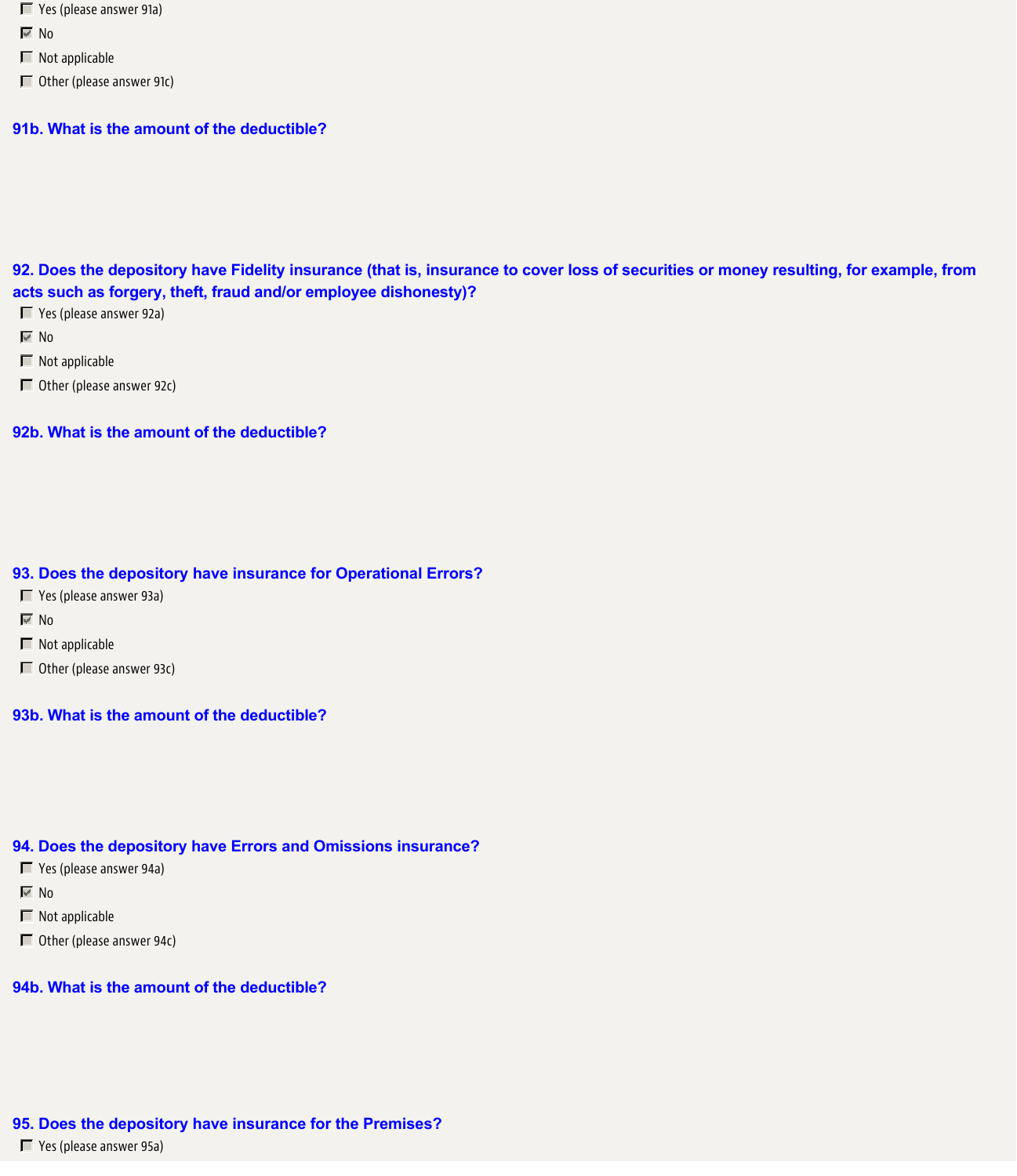- [ ] Yes (please answer 91a)
- [x] No
- [ ] Not applicable
- [ ] Other (please answer 91c)

**91b. What is the amount of the deductible?**

**92. Does the depository have Fidelity insurance (that is, insurance to cover loss of securities or money resulting, for example, from acts such as forgery, theft, fraud and/or employee dishonesty)?**

- [ ] Yes (please answer 92a)
- [x] No
- [ ] Not applicable
- [ ] Other (please answer 92c)

**92b. What is the amount of the deductible?**

**93. Does the depository have insurance for Operational Errors?**

- [ ] Yes (please answer 93a)
- [x] No
- [ ] Not applicable
- [ ] Other (please answer 93c)

**93b. What is the amount of the deductible?**

**94. Does the depository have Errors and Omissions insurance?**

- [ ] Yes (please answer 94a)
- [x] No
- [ ] Not applicable
- [ ] Other (please answer 94c)

**94b. What is the amount of the deductible?**

**95. Does the depository have insurance for the Premises?**

- [ ] Yes (please answer 95a)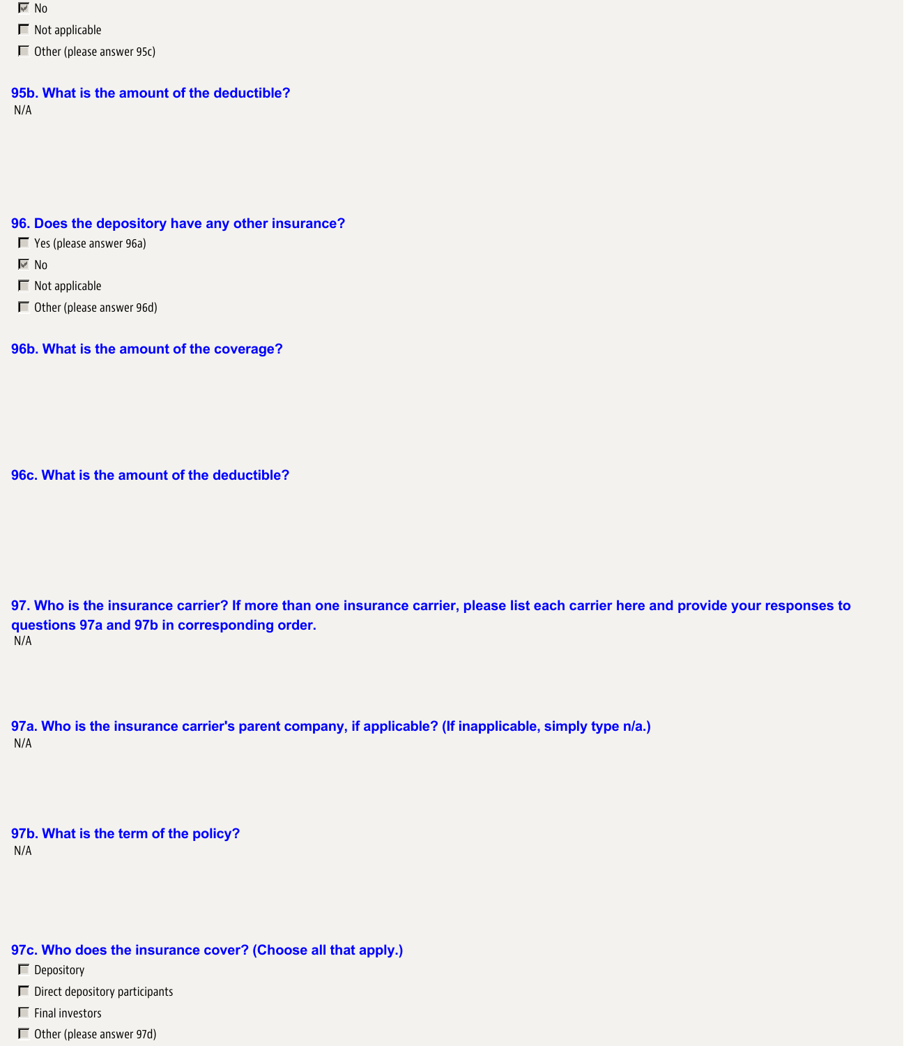- [x] No
- [ ] Not applicable
- [ ] Other (please answer 95c)

**95b. What is the amount of the deductible?**

N/A

**96. Does the depository have any other insurance?**

- [ ] Yes (please answer 96a)
- [x] No
- [ ] Not applicable
- [ ] Other (please answer 96d)

**96b. What is the amount of the coverage?**

**96c. What is the amount of the deductible?**

**97. Who is the insurance carrier? If more than one insurance carrier, please list each carrier here and provide your responses to questions 97a and 97b in corresponding order.**

N/A

**97a. Who is the insurance carrier's parent company, if applicable? (If inapplicable, simply type n/a.)**

N/A

**97b. What is the term of the policy?**

N/A

**97c. Who does the insurance cover? (Choose all that apply.)**

- [ ] Depository
- [ ] Direct depository participants
- [ ] Final investors
- [ ] Other (please answer 97d)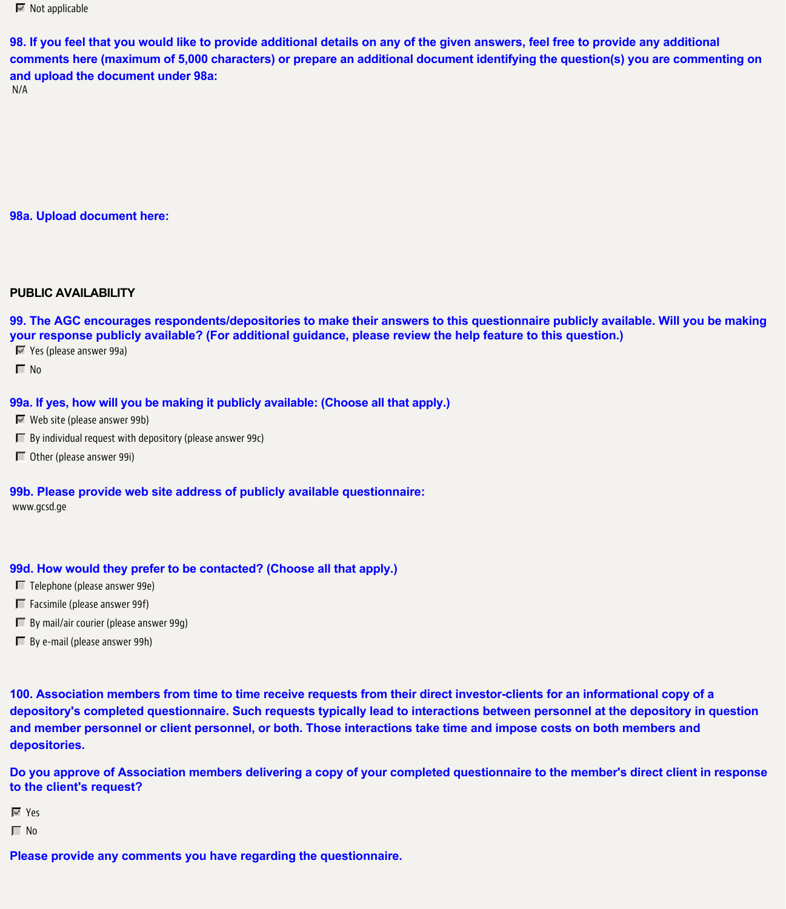- [x] Not applicable

**98. If you feel that you would like to provide additional details on any of the given answers, feel free to provide any additional comments here (maximum of 5,000 characters) or prepare an additional document identifying the question(s) you are commenting on and upload the document under 98a:**

N/A

**98a. Upload document here:**

**PUBLIC AVAILABILITY**

**99. The AGC encourages respondents/depositories to make their answers to this questionnaire publicly available. Will you be making your response publicly available? (For additional guidance, please review the help feature to this question.)**

- [x] Yes (please answer 99a)
- [ ] No

**99a. If yes, how will you be making it publicly available: (Choose all that apply.)**

- [x] Web site (please answer 99b)
- [ ] By individual request with depository (please answer 99c)
- [ ] Other (please answer 99i)

**99b. Please provide web site address of publicly available questionnaire:**

www.gcsd.ge

**99d. How would they prefer to be contacted? (Choose all that apply.)**

- [ ] Telephone (please answer 99e)
- [ ] Facsimile (please answer 99f)
- [ ] By mail/air courier (please answer 99g)
- [ ] By e-mail (please answer 99h)

**100. Association members from time to time receive requests from their direct investor-clients for an informational copy of a depository's completed questionnaire. Such requests typically lead to interactions between personnel at the depository in question and member personnel or client personnel, or both. Those interactions take time and impose costs on both members and depositories.**

**Do you approve of Association members delivering a copy of your completed questionnaire to the member's direct client in response to the client's request?**

- [x] Yes
- [ ] No

**Please provide any comments you have regarding the questionnaire.**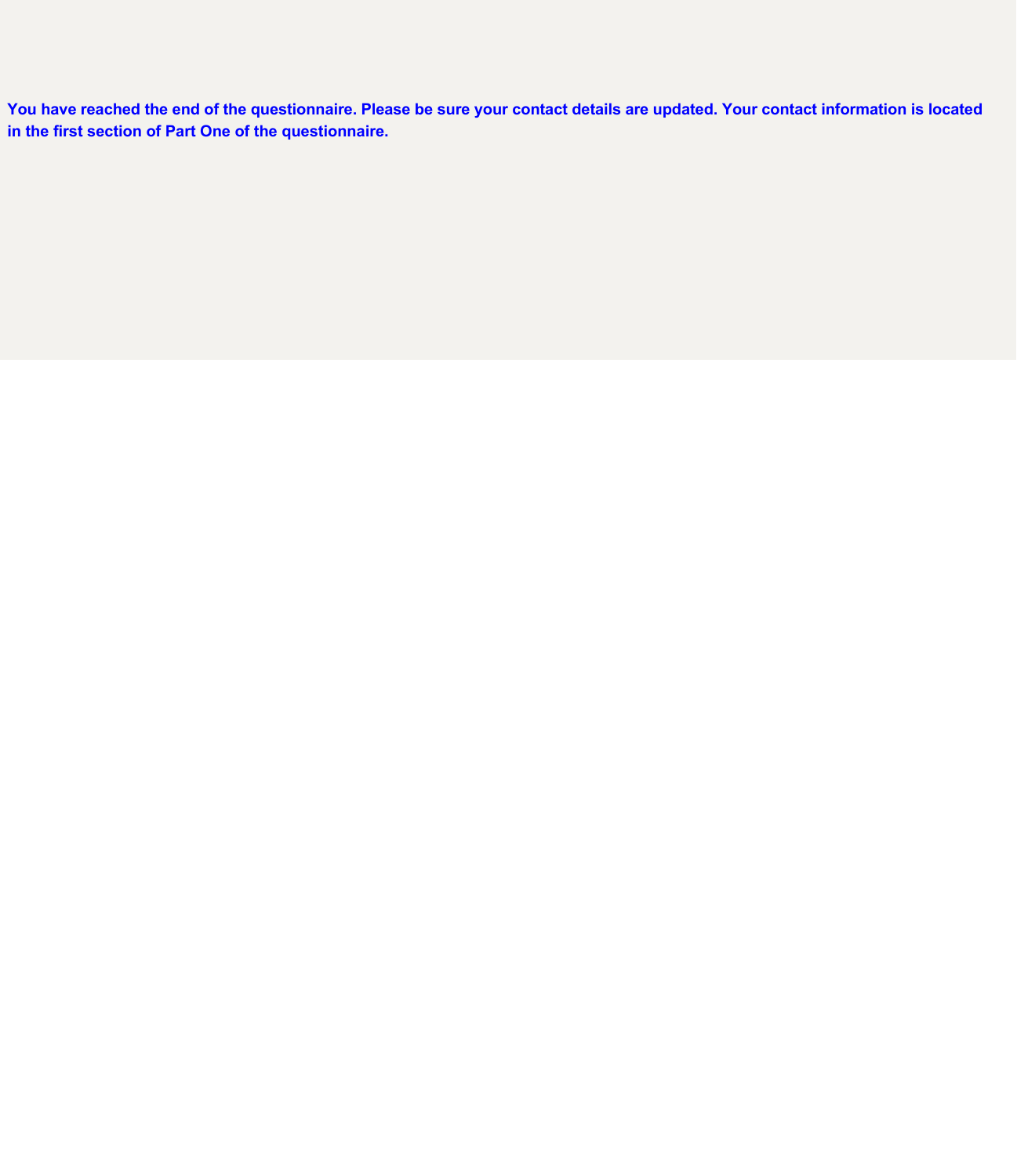**You have reached the end of the questionnaire. Please be sure your contact details are updated. Your contact information is located in the first section of Part One of the questionnaire.**